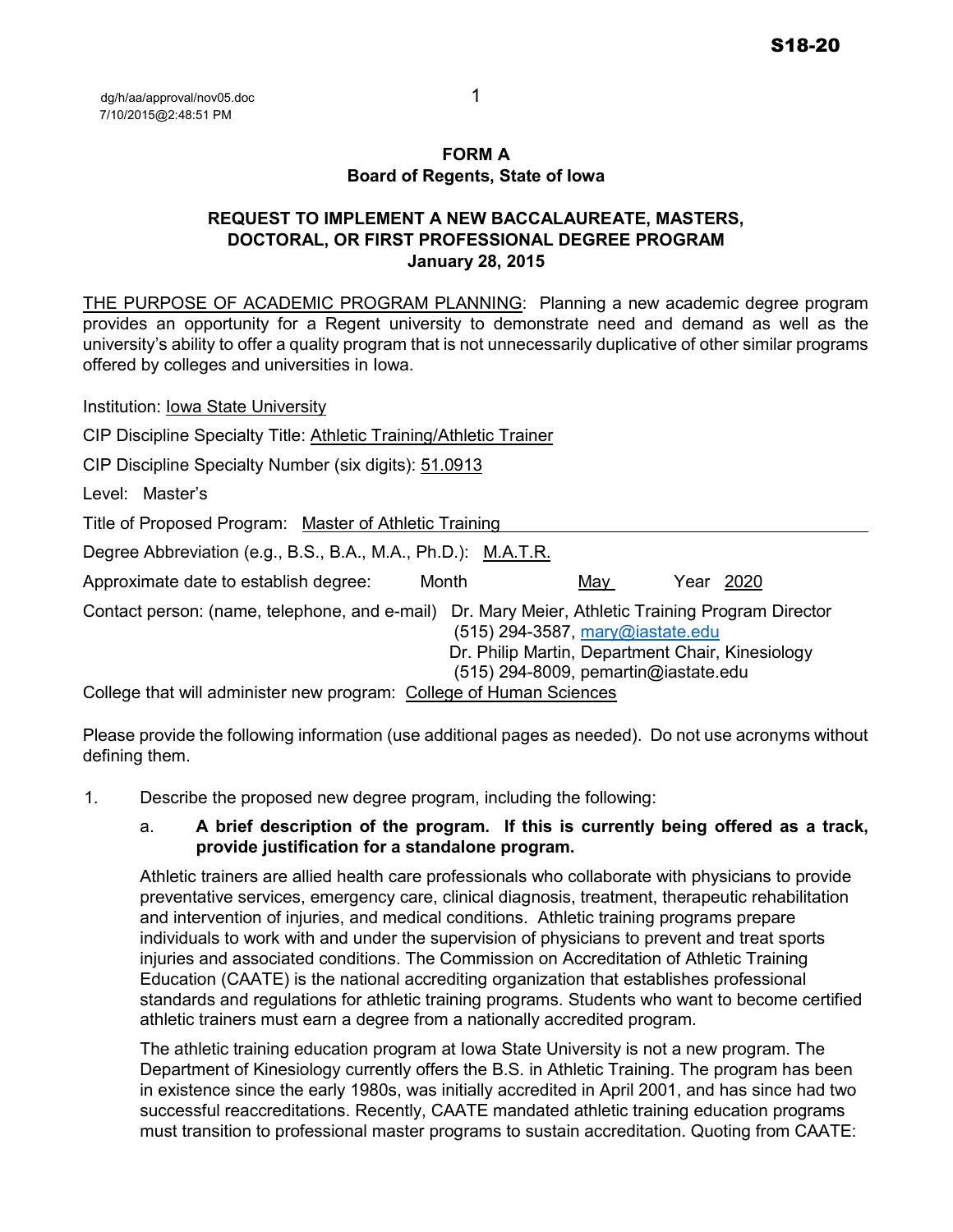S18-20

dg/h/aa/approval/nov05.doc
7/10/2015@2:48:51 PM

## FORM A
## Board of Regents, State of Iowa

### REQUEST TO IMPLEMENT A NEW BACCALAUREATE, MASTERS, DOCTORAL, OR FIRST PROFESSIONAL DEGREE PROGRAM
### January 28, 2015

THE PURPOSE OF ACADEMIC PROGRAM PLANNING: Planning a new academic degree program provides an opportunity for a Regent university to demonstrate need and demand as well as the university's ability to offer a quality program that is not unnecessarily duplicative of other similar programs offered by colleges and universities in Iowa.

Institution: Iowa State University

CIP Discipline Specialty Title: Athletic Training/Athletic Trainer

CIP Discipline Specialty Number (six digits): 51.0913

Level: Master's

Title of Proposed Program: Master of Athletic Training

Degree Abbreviation (e.g., B.S., B.A., M.A., Ph.D.): M.A.T.R.

Approximate date to establish degree: Month May Year 2020

Contact person: (name, telephone, and e-mail) Dr. Mary Meier, Athletic Training Program Director
(515) 294-3587, mary@iastate.edu
Dr. Philip Martin, Department Chair, Kinesiology
(515) 294-8009, pemartin@iastate.edu

College that will administer new program: College of Human Sciences

Please provide the following information (use additional pages as needed). Do not use acronyms without defining them.

1. Describe the proposed new degree program, including the following:

   a. **A brief description of the program. If this is currently being offered as a track, provide justification for a standalone program.**

   Athletic trainers are allied health care professionals who collaborate with physicians to provide preventative services, emergency care, clinical diagnosis, treatment, therapeutic rehabilitation and intervention of injuries, and medical conditions. Athletic training programs prepare individuals to work with and under the supervision of physicians to prevent and treat sports injuries and associated conditions. The Commission on Accreditation of Athletic Training Education (CAATE) is the national accrediting organization that establishes professional standards and regulations for athletic training programs. Students who want to become certified athletic trainers must earn a degree from a nationally accredited program.

   The athletic training education program at Iowa State University is not a new program. The Department of Kinesiology currently offers the B.S. in Athletic Training. The program has been in existence since the early 1980s, was initially accredited in April 2001, and has since had two successful reaccreditations. Recently, CAATE mandated athletic training education programs must transition to professional master programs to sustain accreditation. Quoting from CAATE: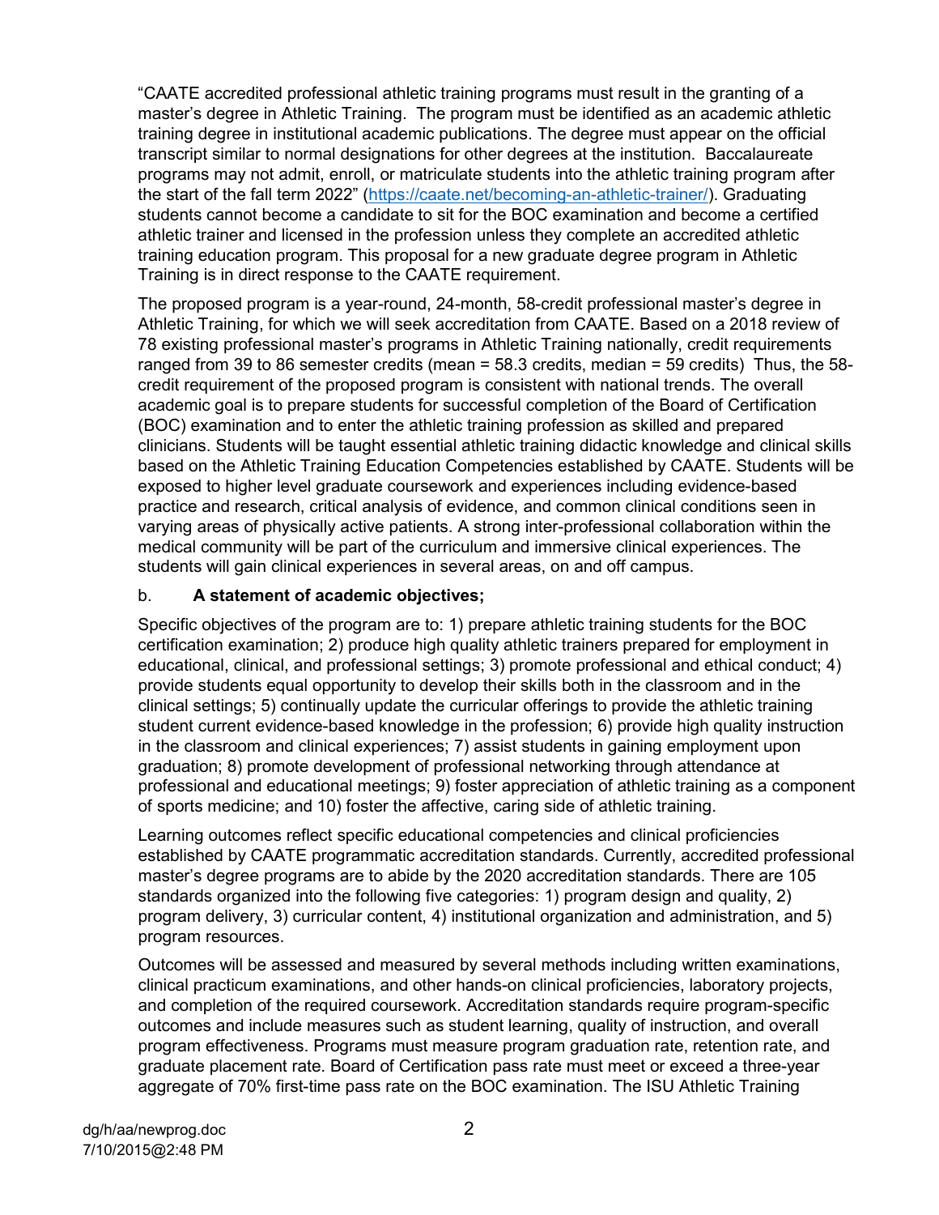"CAATE accredited professional athletic training programs must result in the granting of a master's degree in Athletic Training. The program must be identified as an academic athletic training degree in institutional academic publications. The degree must appear on the official transcript similar to normal designations for other degrees at the institution. Baccalaureate programs may not admit, enroll, or matriculate students into the athletic training program after the start of the fall term 2022" (https://caate.net/becoming-an-athletic-trainer/). Graduating students cannot become a candidate to sit for the BOC examination and become a certified athletic trainer and licensed in the profession unless they complete an accredited athletic training education program. This proposal for a new graduate degree program in Athletic Training is in direct response to the CAATE requirement.

The proposed program is a year-round, 24-month, 58-credit professional master's degree in Athletic Training, for which we will seek accreditation from CAATE. Based on a 2018 review of 78 existing professional master's programs in Athletic Training nationally, credit requirements ranged from 39 to 86 semester credits (mean = 58.3 credits, median = 59 credits) Thus, the 58-credit requirement of the proposed program is consistent with national trends. The overall academic goal is to prepare students for successful completion of the Board of Certification (BOC) examination and to enter the athletic training profession as skilled and prepared clinicians. Students will be taught essential athletic training didactic knowledge and clinical skills based on the Athletic Training Education Competencies established by CAATE. Students will be exposed to higher level graduate coursework and experiences including evidence-based practice and research, critical analysis of evidence, and common clinical conditions seen in varying areas of physically active patients. A strong inter-professional collaboration within the medical community will be part of the curriculum and immersive clinical experiences. The students will gain clinical experiences in several areas, on and off campus.

b. **A statement of academic objectives;**

Specific objectives of the program are to: 1) prepare athletic training students for the BOC certification examination; 2) produce high quality athletic trainers prepared for employment in educational, clinical, and professional settings; 3) promote professional and ethical conduct; 4) provide students equal opportunity to develop their skills both in the classroom and in the clinical settings; 5) continually update the curricular offerings to provide the athletic training student current evidence-based knowledge in the profession; 6) provide high quality instruction in the classroom and clinical experiences; 7) assist students in gaining employment upon graduation; 8) promote development of professional networking through attendance at professional and educational meetings; 9) foster appreciation of athletic training as a component of sports medicine; and 10) foster the affective, caring side of athletic training.

Learning outcomes reflect specific educational competencies and clinical proficiencies established by CAATE programmatic accreditation standards. Currently, accredited professional master's degree programs are to abide by the 2020 accreditation standards. There are 105 standards organized into the following five categories: 1) program design and quality, 2) program delivery, 3) curricular content, 4) institutional organization and administration, and 5) program resources.

Outcomes will be assessed and measured by several methods including written examinations, clinical practicum examinations, and other hands-on clinical proficiencies, laboratory projects, and completion of the required coursework. Accreditation standards require program-specific outcomes and include measures such as student learning, quality of instruction, and overall program effectiveness. Programs must measure program graduation rate, retention rate, and graduate placement rate. Board of Certification pass rate must meet or exceed a three-year aggregate of 70% first-time pass rate on the BOC examination. The ISU Athletic Training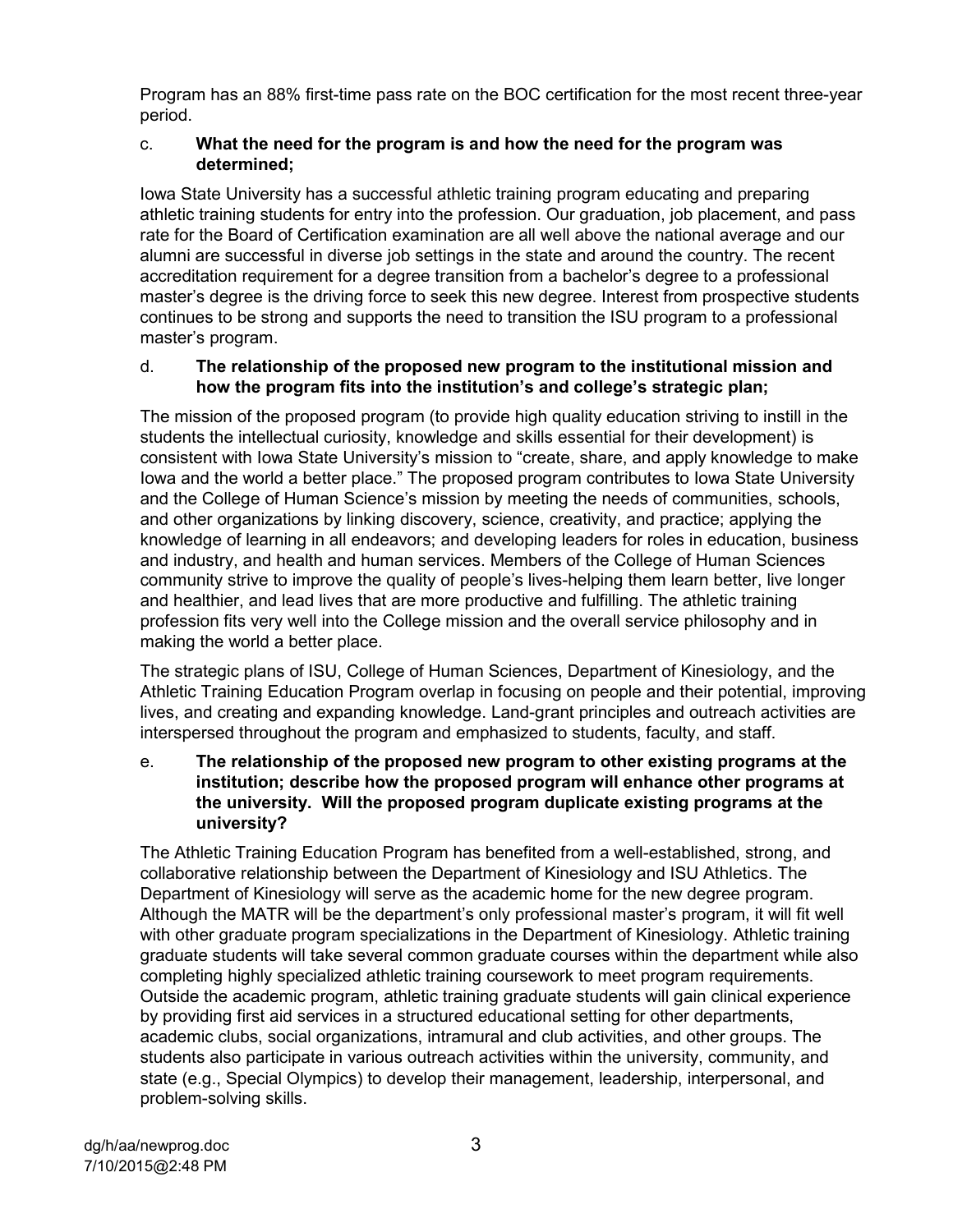Program has an 88% first-time pass rate on the BOC certification for the most recent three-year period.

c. **What the need for the program is and how the need for the program was determined;**

Iowa State University has a successful athletic training program educating and preparing athletic training students for entry into the profession. Our graduation, job placement, and pass rate for the Board of Certification examination are all well above the national average and our alumni are successful in diverse job settings in the state and around the country. The recent accreditation requirement for a degree transition from a bachelor's degree to a professional master's degree is the driving force to seek this new degree. Interest from prospective students continues to be strong and supports the need to transition the ISU program to a professional master's program.

d. **The relationship of the proposed new program to the institutional mission and how the program fits into the institution's and college's strategic plan;**

The mission of the proposed program (to provide high quality education striving to instill in the students the intellectual curiosity, knowledge and skills essential for their development) is consistent with Iowa State University's mission to "create, share, and apply knowledge to make Iowa and the world a better place." The proposed program contributes to Iowa State University and the College of Human Science's mission by meeting the needs of communities, schools, and other organizations by linking discovery, science, creativity, and practice; applying the knowledge of learning in all endeavors; and developing leaders for roles in education, business and industry, and health and human services. Members of the College of Human Sciences community strive to improve the quality of people's lives-helping them learn better, live longer and healthier, and lead lives that are more productive and fulfilling. The athletic training profession fits very well into the College mission and the overall service philosophy and in making the world a better place.

The strategic plans of ISU, College of Human Sciences, Department of Kinesiology, and the Athletic Training Education Program overlap in focusing on people and their potential, improving lives, and creating and expanding knowledge. Land-grant principles and outreach activities are interspersed throughout the program and emphasized to students, faculty, and staff.

e. **The relationship of the proposed new program to other existing programs at the institution; describe how the proposed program will enhance other programs at the university. Will the proposed program duplicate existing programs at the university?**

The Athletic Training Education Program has benefited from a well-established, strong, and collaborative relationship between the Department of Kinesiology and ISU Athletics. The Department of Kinesiology will serve as the academic home for the new degree program. Although the MATR will be the department's only professional master's program, it will fit well with other graduate program specializations in the Department of Kinesiology. Athletic training graduate students will take several common graduate courses within the department while also completing highly specialized athletic training coursework to meet program requirements. Outside the academic program, athletic training graduate students will gain clinical experience by providing first aid services in a structured educational setting for other departments, academic clubs, social organizations, intramural and club activities, and other groups. The students also participate in various outreach activities within the university, community, and state (e.g., Special Olympics) to develop their management, leadership, interpersonal, and problem-solving skills.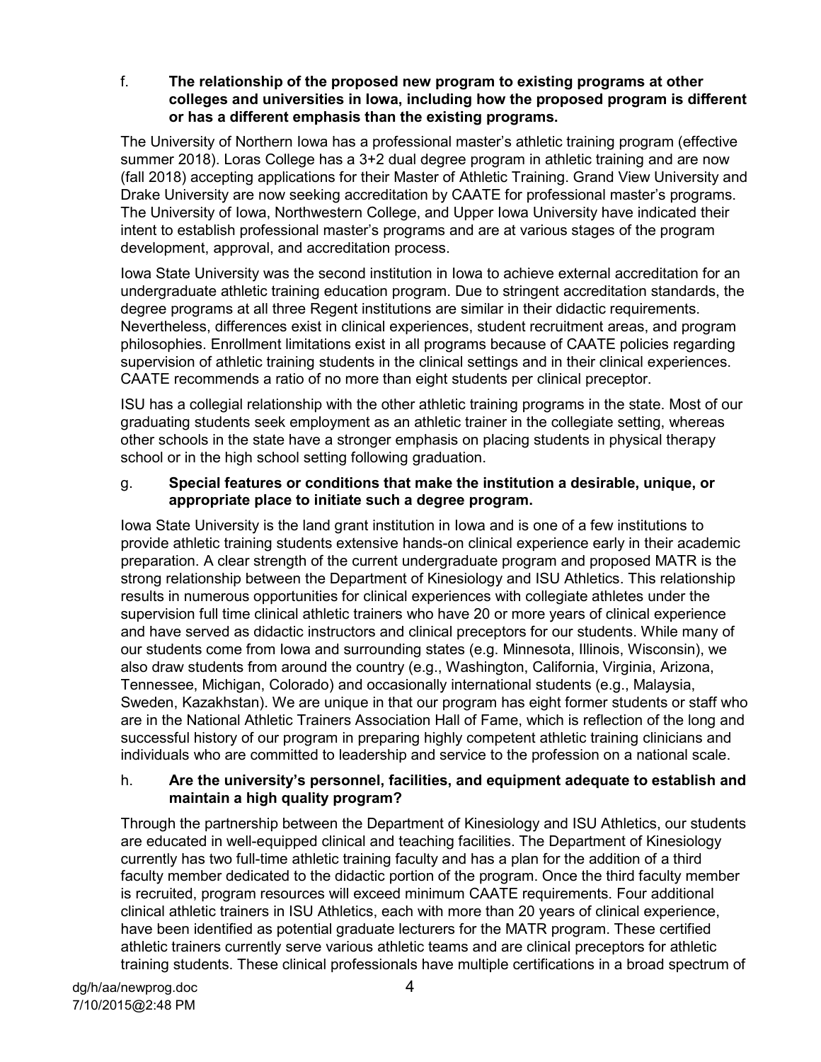f. **The relationship of the proposed new program to existing programs at other colleges and universities in Iowa, including how the proposed program is different or has a different emphasis than the existing programs.**

The University of Northern Iowa has a professional master's athletic training program (effective summer 2018). Loras College has a 3+2 dual degree program in athletic training and are now (fall 2018) accepting applications for their Master of Athletic Training. Grand View University and Drake University are now seeking accreditation by CAATE for professional master's programs. The University of Iowa, Northwestern College, and Upper Iowa University have indicated their intent to establish professional master's programs and are at various stages of the program development, approval, and accreditation process.

Iowa State University was the second institution in Iowa to achieve external accreditation for an undergraduate athletic training education program. Due to stringent accreditation standards, the degree programs at all three Regent institutions are similar in their didactic requirements. Nevertheless, differences exist in clinical experiences, student recruitment areas, and program philosophies. Enrollment limitations exist in all programs because of CAATE policies regarding supervision of athletic training students in the clinical settings and in their clinical experiences. CAATE recommends a ratio of no more than eight students per clinical preceptor.

ISU has a collegial relationship with the other athletic training programs in the state. Most of our graduating students seek employment as an athletic trainer in the collegiate setting, whereas other schools in the state have a stronger emphasis on placing students in physical therapy school or in the high school setting following graduation.

g. **Special features or conditions that make the institution a desirable, unique, or appropriate place to initiate such a degree program.**

Iowa State University is the land grant institution in Iowa and is one of a few institutions to provide athletic training students extensive hands-on clinical experience early in their academic preparation. A clear strength of the current undergraduate program and proposed MATR is the strong relationship between the Department of Kinesiology and ISU Athletics. This relationship results in numerous opportunities for clinical experiences with collegiate athletes under the supervision full time clinical athletic trainers who have 20 or more years of clinical experience and have served as didactic instructors and clinical preceptors for our students. While many of our students come from Iowa and surrounding states (e.g. Minnesota, Illinois, Wisconsin), we also draw students from around the country (e.g., Washington, California, Virginia, Arizona, Tennessee, Michigan, Colorado) and occasionally international students (e.g., Malaysia, Sweden, Kazakhstan). We are unique in that our program has eight former students or staff who are in the National Athletic Trainers Association Hall of Fame, which is reflection of the long and successful history of our program in preparing highly competent athletic training clinicians and individuals who are committed to leadership and service to the profession on a national scale.

h. **Are the university's personnel, facilities, and equipment adequate to establish and maintain a high quality program?**

Through the partnership between the Department of Kinesiology and ISU Athletics, our students are educated in well-equipped clinical and teaching facilities. The Department of Kinesiology currently has two full-time athletic training faculty and has a plan for the addition of a third faculty member dedicated to the didactic portion of the program. Once the third faculty member is recruited, program resources will exceed minimum CAATE requirements. Four additional clinical athletic trainers in ISU Athletics, each with more than 20 years of clinical experience, have been identified as potential graduate lecturers for the MATR program. These certified athletic trainers currently serve various athletic teams and are clinical preceptors for athletic training students. These clinical professionals have multiple certifications in a broad spectrum of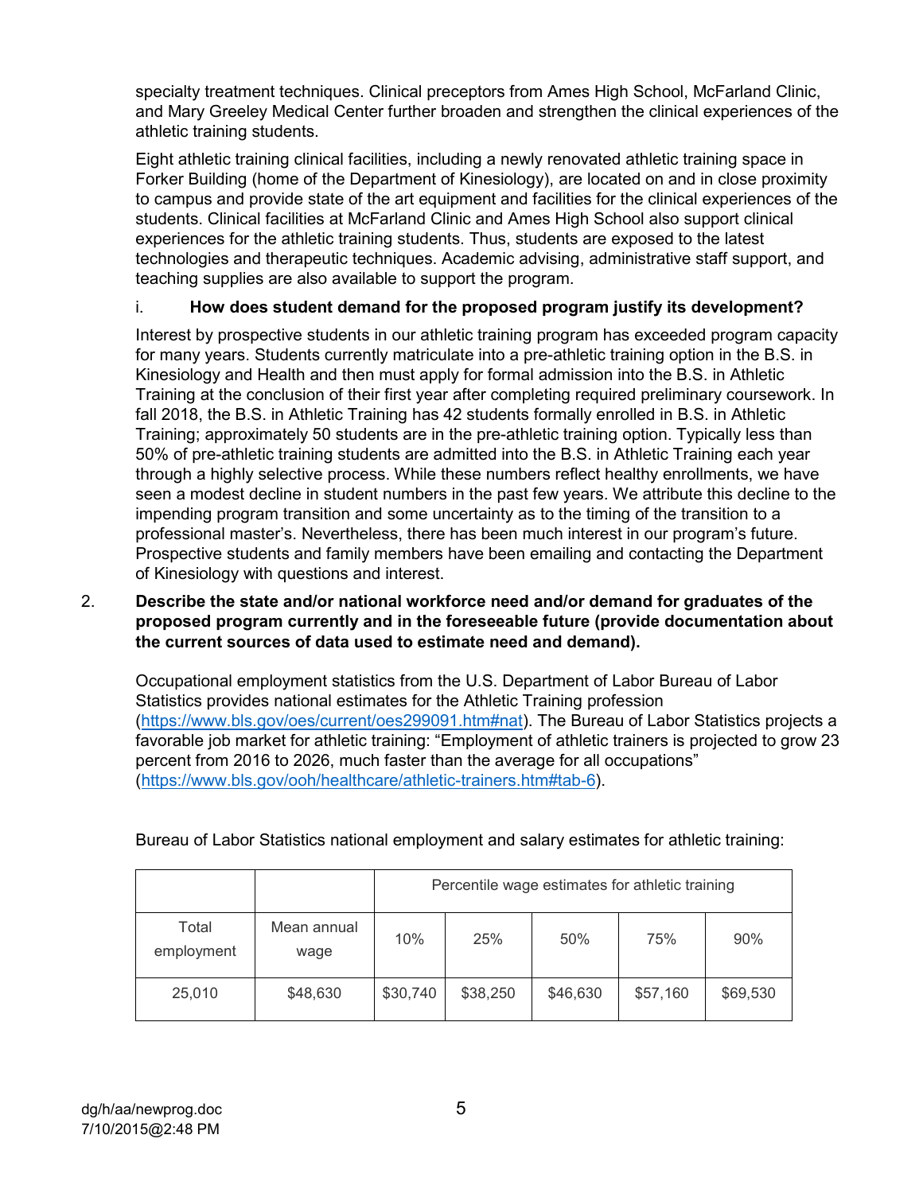specialty treatment techniques. Clinical preceptors from Ames High School, McFarland Clinic, and Mary Greeley Medical Center further broaden and strengthen the clinical experiences of the athletic training students.

Eight athletic training clinical facilities, including a newly renovated athletic training space in Forker Building (home of the Department of Kinesiology), are located on and in close proximity to campus and provide state of the art equipment and facilities for the clinical experiences of the students. Clinical facilities at McFarland Clinic and Ames High School also support clinical experiences for the athletic training students. Thus, students are exposed to the latest technologies and therapeutic techniques. Academic advising, administrative staff support, and teaching supplies are also available to support the program.

i. **How does student demand for the proposed program justify its development?**

Interest by prospective students in our athletic training program has exceeded program capacity for many years. Students currently matriculate into a pre-athletic training option in the B.S. in Kinesiology and Health and then must apply for formal admission into the B.S. in Athletic Training at the conclusion of their first year after completing required preliminary coursework. In fall 2018, the B.S. in Athletic Training has 42 students formally enrolled in B.S. in Athletic Training; approximately 50 students are in the pre-athletic training option. Typically less than 50% of pre-athletic training students are admitted into the B.S. in Athletic Training each year through a highly selective process. While these numbers reflect healthy enrollments, we have seen a modest decline in student numbers in the past few years. We attribute this decline to the impending program transition and some uncertainty as to the timing of the transition to a professional master's. Nevertheless, there has been much interest in our program's future. Prospective students and family members have been emailing and contacting the Department of Kinesiology with questions and interest.

2. **Describe the state and/or national workforce need and/or demand for graduates of the proposed program currently and in the foreseeable future (provide documentation about the current sources of data used to estimate need and demand).**

Occupational employment statistics from the U.S. Department of Labor Bureau of Labor Statistics provides national estimates for the Athletic Training profession (https://www.bls.gov/oes/current/oes299091.htm#nat). The Bureau of Labor Statistics projects a favorable job market for athletic training: "Employment of athletic trainers is projected to grow 23 percent from 2016 to 2026, much faster than the average for all occupations" (https://www.bls.gov/ooh/healthcare/athletic-trainers.htm#tab-6).

Bureau of Labor Statistics national employment and salary estimates for athletic training:

| | | Percentile wage estimates for athletic training | | | | |
|---|---|---|---|---|---|---|
| Total employment | Mean annual wage | 10% | 25% | 50% | 75% | 90% |
| 25,010 | $48,630 | $30,740 | $38,250 | $46,630 | $57,160 | $69,530 |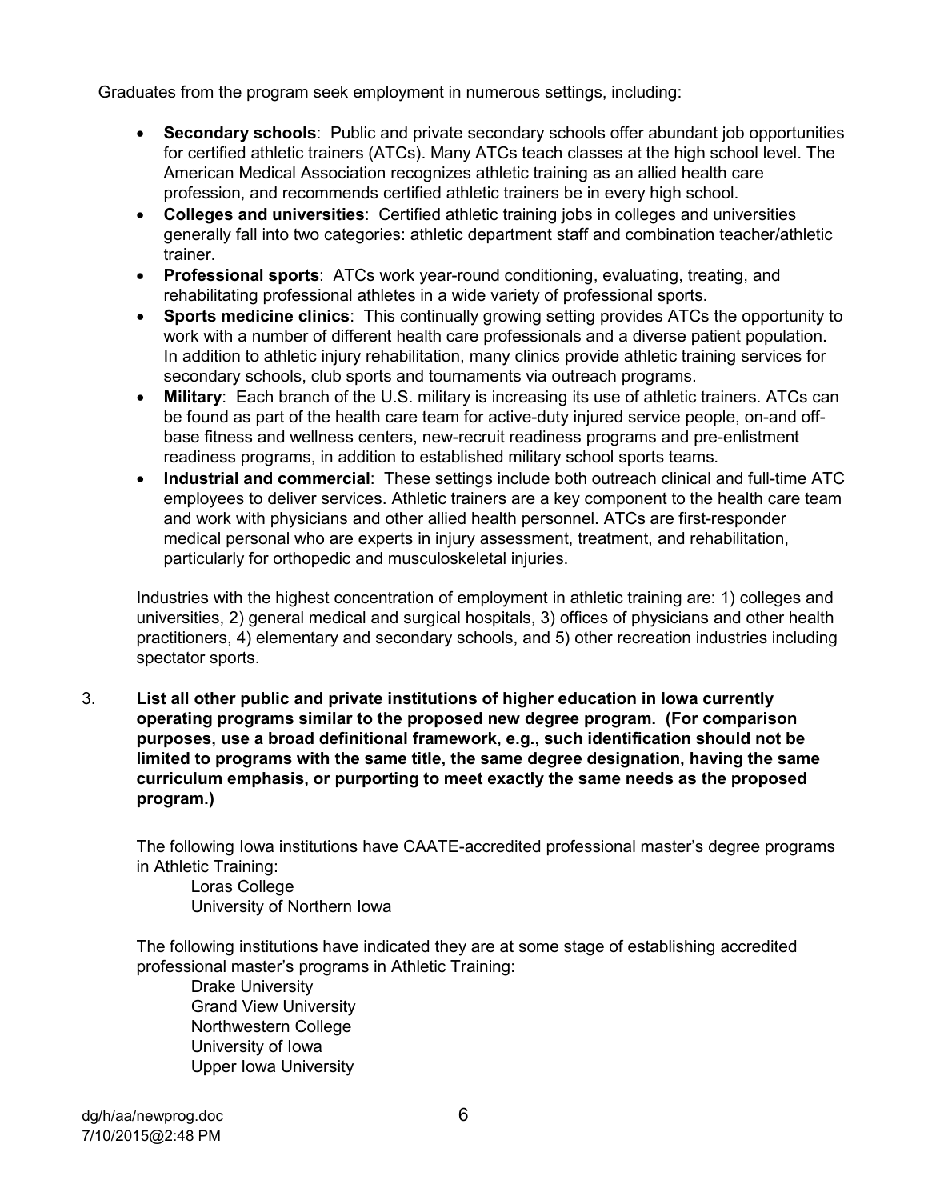Graduates from the program seek employment in numerous settings, including:

- **Secondary schools**: Public and private secondary schools offer abundant job opportunities for certified athletic trainers (ATCs). Many ATCs teach classes at the high school level. The American Medical Association recognizes athletic training as an allied health care profession, and recommends certified athletic trainers be in every high school.
- **Colleges and universities**: Certified athletic training jobs in colleges and universities generally fall into two categories: athletic department staff and combination teacher/athletic trainer.
- **Professional sports**: ATCs work year-round conditioning, evaluating, treating, and rehabilitating professional athletes in a wide variety of professional sports.
- **Sports medicine clinics**: This continually growing setting provides ATCs the opportunity to work with a number of different health care professionals and a diverse patient population. In addition to athletic injury rehabilitation, many clinics provide athletic training services for secondary schools, club sports and tournaments via outreach programs.
- **Military**: Each branch of the U.S. military is increasing its use of athletic trainers. ATCs can be found as part of the health care team for active-duty injured service people, on-and off-base fitness and wellness centers, new-recruit readiness programs and pre-enlistment readiness programs, in addition to established military school sports teams.
- **Industrial and commercial**: These settings include both outreach clinical and full-time ATC employees to deliver services. Athletic trainers are a key component to the health care team and work with physicians and other allied health personnel. ATCs are first-responder medical personal who are experts in injury assessment, treatment, and rehabilitation, particularly for orthopedic and musculoskeletal injuries.

Industries with the highest concentration of employment in athletic training are: 1) colleges and universities, 2) general medical and surgical hospitals, 3) offices of physicians and other health practitioners, 4) elementary and secondary schools, and 5) other recreation industries including spectator sports.

3. **List all other public and private institutions of higher education in Iowa currently operating programs similar to the proposed new degree program. (For comparison purposes, use a broad definitional framework, e.g., such identification should not be limited to programs with the same title, the same degree designation, having the same curriculum emphasis, or purporting to meet exactly the same needs as the proposed program.)**

The following Iowa institutions have CAATE-accredited professional master's degree programs in Athletic Training:

Loras College
University of Northern Iowa

The following institutions have indicated they are at some stage of establishing accredited professional master's programs in Athletic Training:

Drake University
Grand View University
Northwestern College
University of Iowa
Upper Iowa University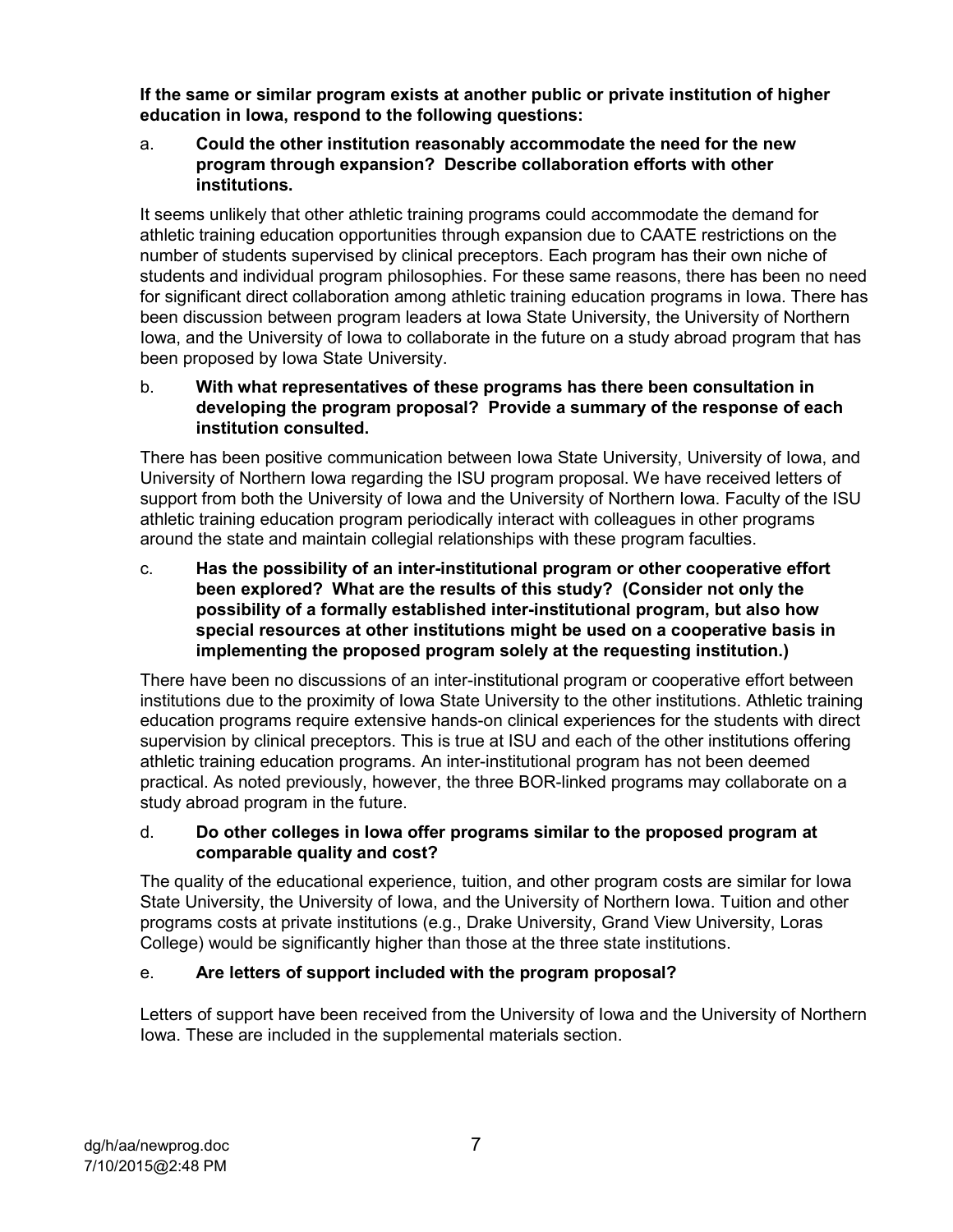**If the same or similar program exists at another public or private institution of higher education in Iowa, respond to the following questions:**

a. **Could the other institution reasonably accommodate the need for the new program through expansion? Describe collaboration efforts with other institutions.**

It seems unlikely that other athletic training programs could accommodate the demand for athletic training education opportunities through expansion due to CAATE restrictions on the number of students supervised by clinical preceptors. Each program has their own niche of students and individual program philosophies. For these same reasons, there has been no need for significant direct collaboration among athletic training education programs in Iowa. There has been discussion between program leaders at Iowa State University, the University of Northern Iowa, and the University of Iowa to collaborate in the future on a study abroad program that has been proposed by Iowa State University.

b. **With what representatives of these programs has there been consultation in developing the program proposal? Provide a summary of the response of each institution consulted.**

There has been positive communication between Iowa State University, University of Iowa, and University of Northern Iowa regarding the ISU program proposal. We have received letters of support from both the University of Iowa and the University of Northern Iowa. Faculty of the ISU athletic training education program periodically interact with colleagues in other programs around the state and maintain collegial relationships with these program faculties.

c. **Has the possibility of an inter-institutional program or other cooperative effort been explored? What are the results of this study? (Consider not only the possibility of a formally established inter-institutional program, but also how special resources at other institutions might be used on a cooperative basis in implementing the proposed program solely at the requesting institution.)**

There have been no discussions of an inter-institutional program or cooperative effort between institutions due to the proximity of Iowa State University to the other institutions. Athletic training education programs require extensive hands-on clinical experiences for the students with direct supervision by clinical preceptors. This is true at ISU and each of the other institutions offering athletic training education programs. An inter-institutional program has not been deemed practical. As noted previously, however, the three BOR-linked programs may collaborate on a study abroad program in the future.

d. **Do other colleges in Iowa offer programs similar to the proposed program at comparable quality and cost?**

The quality of the educational experience, tuition, and other program costs are similar for Iowa State University, the University of Iowa, and the University of Northern Iowa. Tuition and other programs costs at private institutions (e.g., Drake University, Grand View University, Loras College) would be significantly higher than those at the three state institutions.

e. **Are letters of support included with the program proposal?**

Letters of support have been received from the University of Iowa and the University of Northern Iowa. These are included in the supplemental materials section.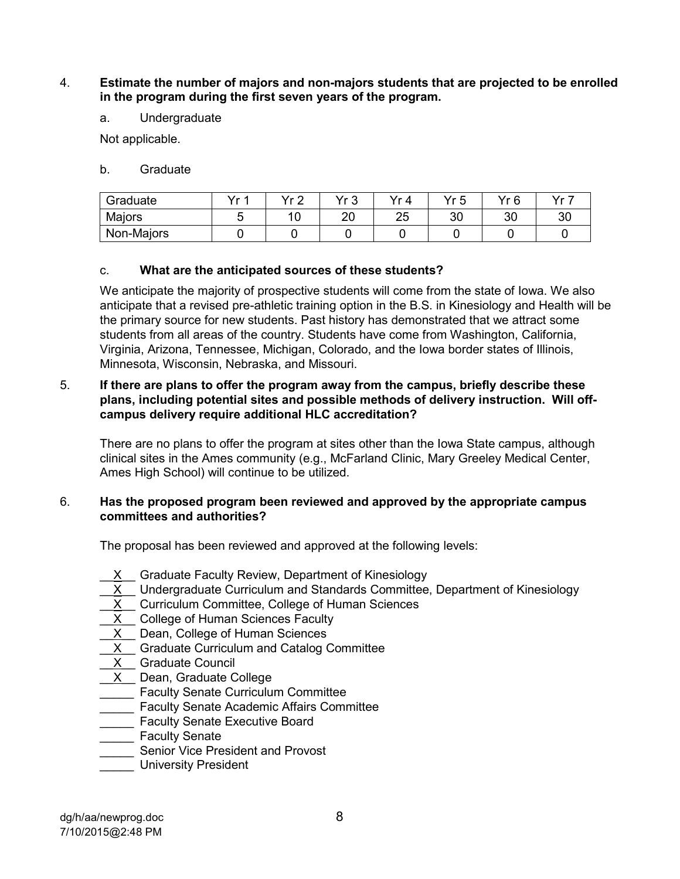4. **Estimate the number of majors and non-majors students that are projected to be enrolled in the program during the first seven years of the program.**

   a. Undergraduate

   Not applicable.

   b. Graduate

| Graduate | Yr 1 | Yr 2 | Yr 3 | Yr 4 | Yr 5 | Yr 6 | Yr 7 |
|---|---|---|---|---|---|---|---|
| Majors | 5 | 10 | 20 | 25 | 30 | 30 | 30 |
| Non-Majors | 0 | 0 | 0 | 0 | 0 | 0 | 0 |

   c. **What are the anticipated sources of these students?**

   We anticipate the majority of prospective students will come from the state of Iowa. We also anticipate that a revised pre-athletic training option in the B.S. in Kinesiology and Health will be the primary source for new students. Past history has demonstrated that we attract some students from all areas of the country. Students have come from Washington, California, Virginia, Arizona, Tennessee, Michigan, Colorado, and the Iowa border states of Illinois, Minnesota, Wisconsin, Nebraska, and Missouri.

5. **If there are plans to offer the program away from the campus, briefly describe these plans, including potential sites and possible methods of delivery instruction. Will off-campus delivery require additional HLC accreditation?**

   There are no plans to offer the program at sites other than the Iowa State campus, although clinical sites in the Ames community (e.g., McFarland Clinic, Mary Greeley Medical Center, Ames High School) will continue to be utilized.

6. **Has the proposed program been reviewed and approved by the appropriate campus committees and authorities?**

   The proposal has been reviewed and approved at the following levels:

   __X__ Graduate Faculty Review, Department of Kinesiology
   __X__ Undergraduate Curriculum and Standards Committee, Department of Kinesiology
   __X__ Curriculum Committee, College of Human Sciences
   __X__ College of Human Sciences Faculty
   __X__ Dean, College of Human Sciences
   __X__ Graduate Curriculum and Catalog Committee
   __X__ Graduate Council
   __X__ Dean, Graduate College
   _____ Faculty Senate Curriculum Committee
   _____ Faculty Senate Academic Affairs Committee
   _____ Faculty Senate Executive Board
   _____ Faculty Senate
   _____ Senior Vice President and Provost
   _____ University President

dg/h/aa/newprog.doc
7/10/2015@2:48 PM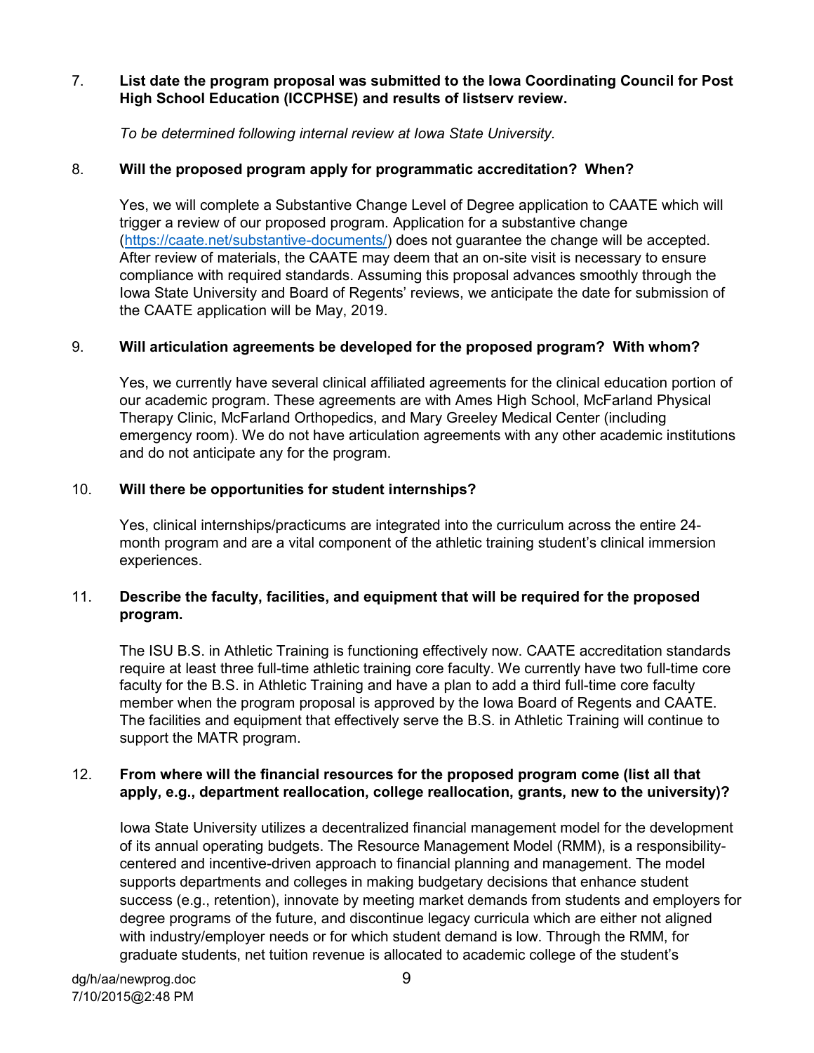7. **List date the program proposal was submitted to the Iowa Coordinating Council for Post High School Education (ICCPHSE) and results of listserv review.**

   *To be determined following internal review at Iowa State University.*

8. **Will the proposed program apply for programmatic accreditation? When?**

   Yes, we will complete a Substantive Change Level of Degree application to CAATE which will trigger a review of our proposed program. Application for a substantive change (https://caate.net/substantive-documents/) does not guarantee the change will be accepted. After review of materials, the CAATE may deem that an on-site visit is necessary to ensure compliance with required standards. Assuming this proposal advances smoothly through the Iowa State University and Board of Regents' reviews, we anticipate the date for submission of the CAATE application will be May, 2019.

9. **Will articulation agreements be developed for the proposed program? With whom?**

   Yes, we currently have several clinical affiliated agreements for the clinical education portion of our academic program. These agreements are with Ames High School, McFarland Physical Therapy Clinic, McFarland Orthopedics, and Mary Greeley Medical Center (including emergency room). We do not have articulation agreements with any other academic institutions and do not anticipate any for the program.

10. **Will there be opportunities for student internships?**

    Yes, clinical internships/practicums are integrated into the curriculum across the entire 24-month program and are a vital component of the athletic training student's clinical immersion experiences.

11. **Describe the faculty, facilities, and equipment that will be required for the proposed program.**

    The ISU B.S. in Athletic Training is functioning effectively now. CAATE accreditation standards require at least three full-time athletic training core faculty. We currently have two full-time core faculty for the B.S. in Athletic Training and have a plan to add a third full-time core faculty member when the program proposal is approved by the Iowa Board of Regents and CAATE. The facilities and equipment that effectively serve the B.S. in Athletic Training will continue to support the MATR program.

12. **From where will the financial resources for the proposed program come (list all that apply, e.g., department reallocation, college reallocation, grants, new to the university)?**

    Iowa State University utilizes a decentralized financial management model for the development of its annual operating budgets. The Resource Management Model (RMM), is a responsibility-centered and incentive-driven approach to financial planning and management. The model supports departments and colleges in making budgetary decisions that enhance student success (e.g., retention), innovate by meeting market demands from students and employers for degree programs of the future, and discontinue legacy curricula which are either not aligned with industry/employer needs or for which student demand is low. Through the RMM, for graduate students, net tuition revenue is allocated to academic college of the student's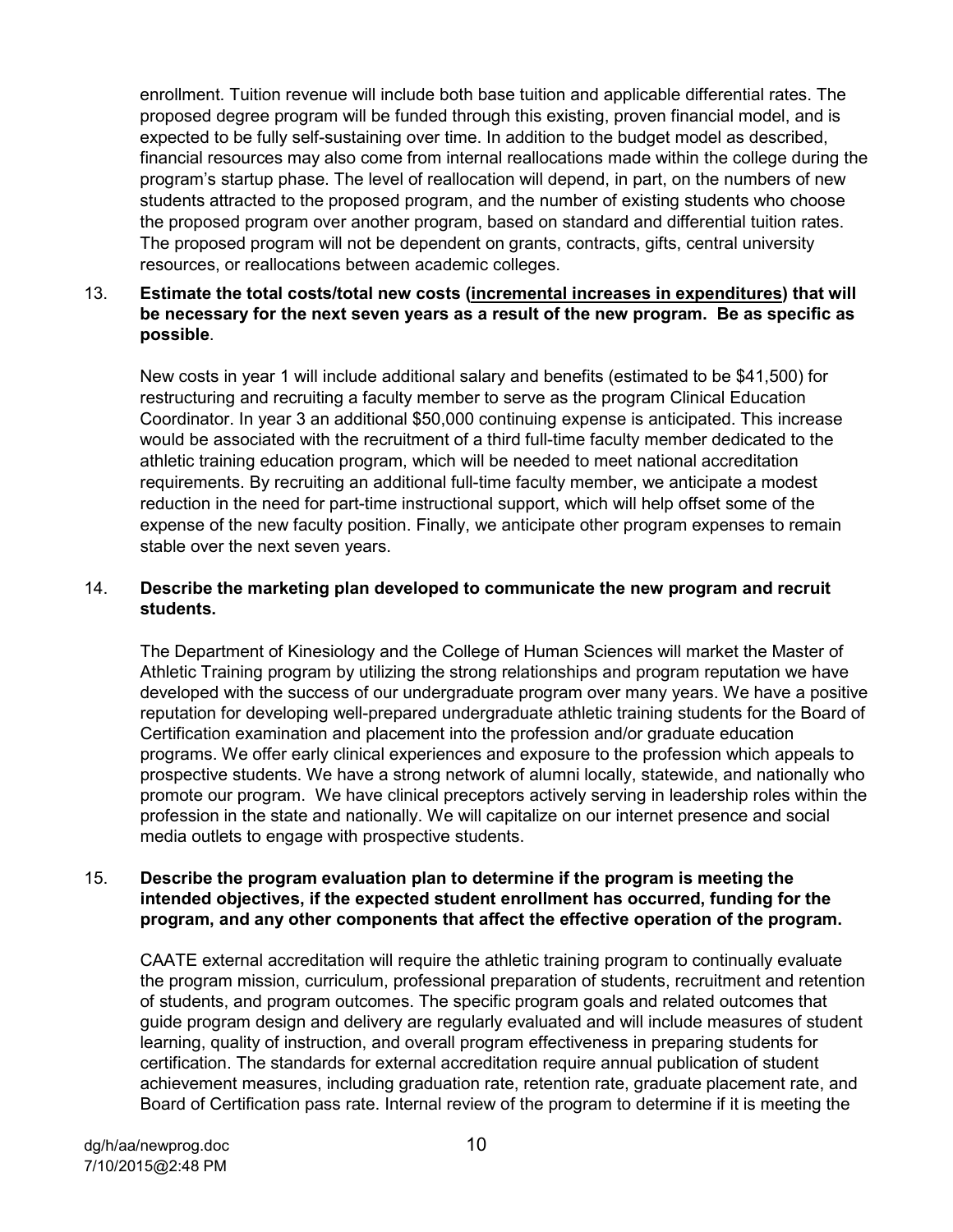enrollment. Tuition revenue will include both base tuition and applicable differential rates. The proposed degree program will be funded through this existing, proven financial model, and is expected to be fully self-sustaining over time. In addition to the budget model as described, financial resources may also come from internal reallocations made within the college during the program's startup phase. The level of reallocation will depend, in part, on the numbers of new students attracted to the proposed program, and the number of existing students who choose the proposed program over another program, based on standard and differential tuition rates. The proposed program will not be dependent on grants, contracts, gifts, central university resources, or reallocations between academic colleges.

13. **Estimate the total costs/total new costs (<u>incremental increases in expenditures</u>) that will be necessary for the next seven years as a result of the new program. Be as specific as possible**.

    New costs in year 1 will include additional salary and benefits (estimated to be $41,500) for restructuring and recruiting a faculty member to serve as the program Clinical Education Coordinator. In year 3 an additional $50,000 continuing expense is anticipated. This increase would be associated with the recruitment of a third full-time faculty member dedicated to the athletic training education program, which will be needed to meet national accreditation requirements. By recruiting an additional full-time faculty member, we anticipate a modest reduction in the need for part-time instructional support, which will help offset some of the expense of the new faculty position. Finally, we anticipate other program expenses to remain stable over the next seven years.

14. **Describe the marketing plan developed to communicate the new program and recruit students.**

    The Department of Kinesiology and the College of Human Sciences will market the Master of Athletic Training program by utilizing the strong relationships and program reputation we have developed with the success of our undergraduate program over many years. We have a positive reputation for developing well-prepared undergraduate athletic training students for the Board of Certification examination and placement into the profession and/or graduate education programs. We offer early clinical experiences and exposure to the profession which appeals to prospective students. We have a strong network of alumni locally, statewide, and nationally who promote our program. We have clinical preceptors actively serving in leadership roles within the profession in the state and nationally. We will capitalize on our internet presence and social media outlets to engage with prospective students.

15. **Describe the program evaluation plan to determine if the program is meeting the intended objectives, if the expected student enrollment has occurred, funding for the program, and any other components that affect the effective operation of the program.**

    CAATE external accreditation will require the athletic training program to continually evaluate the program mission, curriculum, professional preparation of students, recruitment and retention of students, and program outcomes. The specific program goals and related outcomes that guide program design and delivery are regularly evaluated and will include measures of student learning, quality of instruction, and overall program effectiveness in preparing students for certification. The standards for external accreditation require annual publication of student achievement measures, including graduation rate, retention rate, graduate placement rate, and Board of Certification pass rate. Internal review of the program to determine if it is meeting the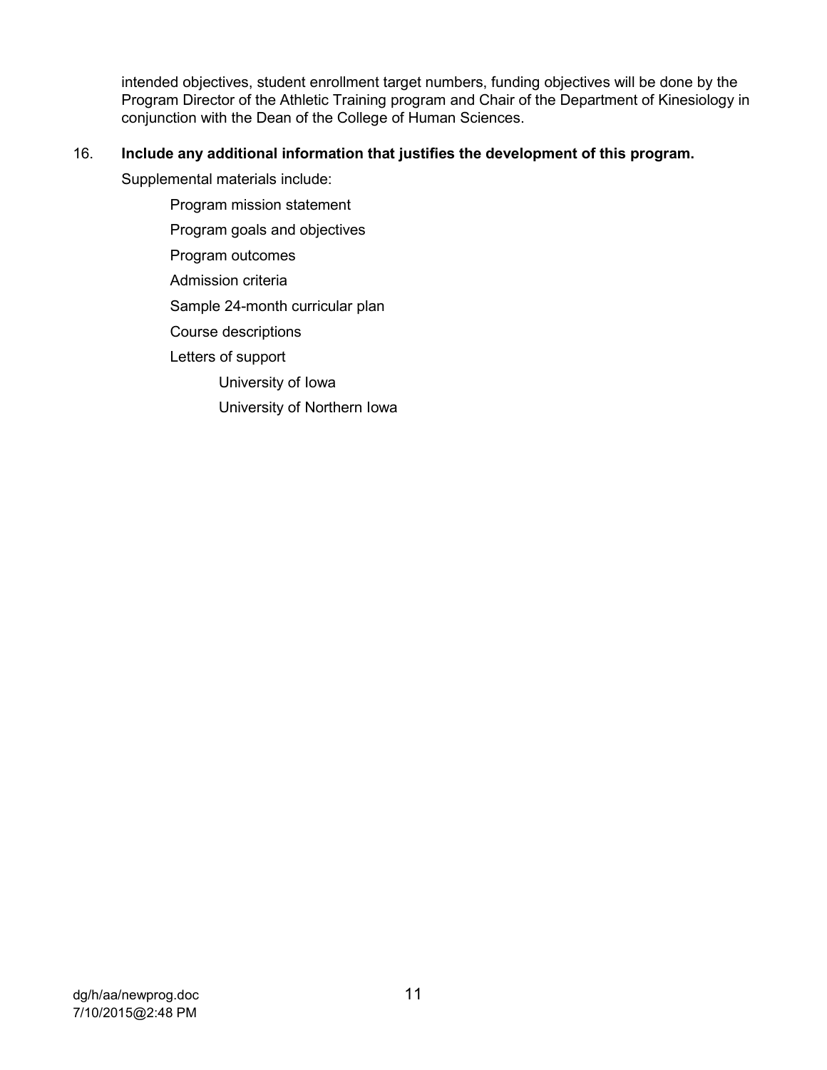intended objectives, student enrollment target numbers, funding objectives will be done by the Program Director of the Athletic Training program and Chair of the Department of Kinesiology in conjunction with the Dean of the College of Human Sciences.

16. **Include any additional information that justifies the development of this program.**

Supplemental materials include:

- Program mission statement
- Program goals and objectives
- Program outcomes
- Admission criteria
- Sample 24-month curricular plan
- Course descriptions
- Letters of support
  - University of Iowa
  - University of Northern Iowa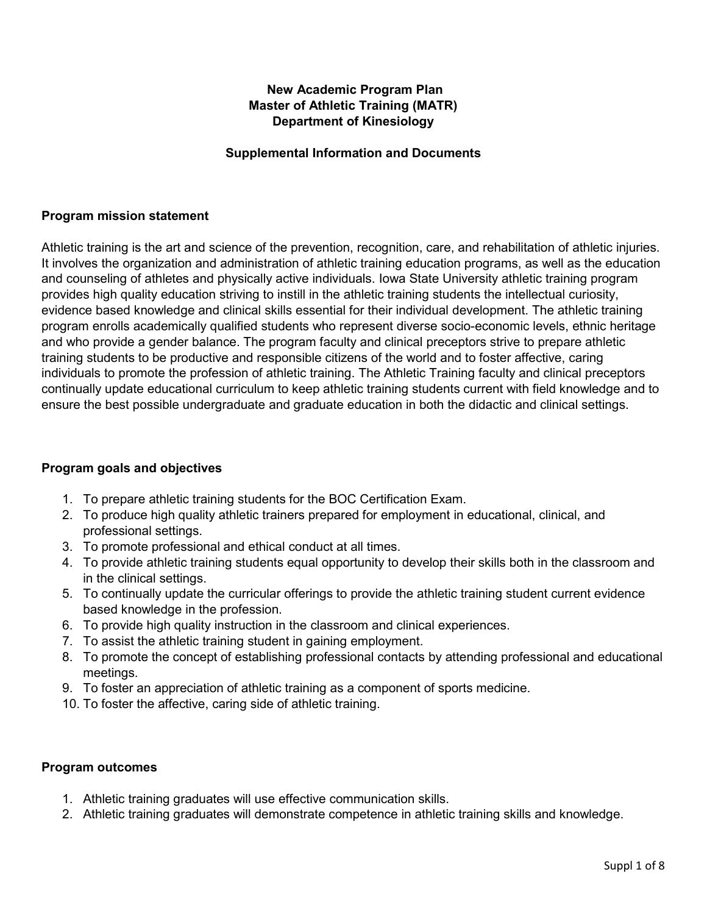**New Academic Program Plan**
**Master of Athletic Training (MATR)**
**Department of Kinesiology**

**Supplemental Information and Documents**

## Program mission statement

Athletic training is the art and science of the prevention, recognition, care, and rehabilitation of athletic injuries. It involves the organization and administration of athletic training education programs, as well as the education and counseling of athletes and physically active individuals. Iowa State University athletic training program provides high quality education striving to instill in the athletic training students the intellectual curiosity, evidence based knowledge and clinical skills essential for their individual development. The athletic training program enrolls academically qualified students who represent diverse socio-economic levels, ethnic heritage and who provide a gender balance. The program faculty and clinical preceptors strive to prepare athletic training students to be productive and responsible citizens of the world and to foster affective, caring individuals to promote the profession of athletic training. The Athletic Training faculty and clinical preceptors continually update educational curriculum to keep athletic training students current with field knowledge and to ensure the best possible undergraduate and graduate education in both the didactic and clinical settings.

## Program goals and objectives

1. To prepare athletic training students for the BOC Certification Exam.
2. To produce high quality athletic trainers prepared for employment in educational, clinical, and professional settings.
3. To promote professional and ethical conduct at all times.
4. To provide athletic training students equal opportunity to develop their skills both in the classroom and in the clinical settings.
5. To continually update the curricular offerings to provide the athletic training student current evidence based knowledge in the profession.
6. To provide high quality instruction in the classroom and clinical experiences.
7. To assist the athletic training student in gaining employment.
8. To promote the concept of establishing professional contacts by attending professional and educational meetings.
9. To foster an appreciation of athletic training as a component of sports medicine.
10. To foster the affective, caring side of athletic training.

## Program outcomes

1. Athletic training graduates will use effective communication skills.
2. Athletic training graduates will demonstrate competence in athletic training skills and knowledge.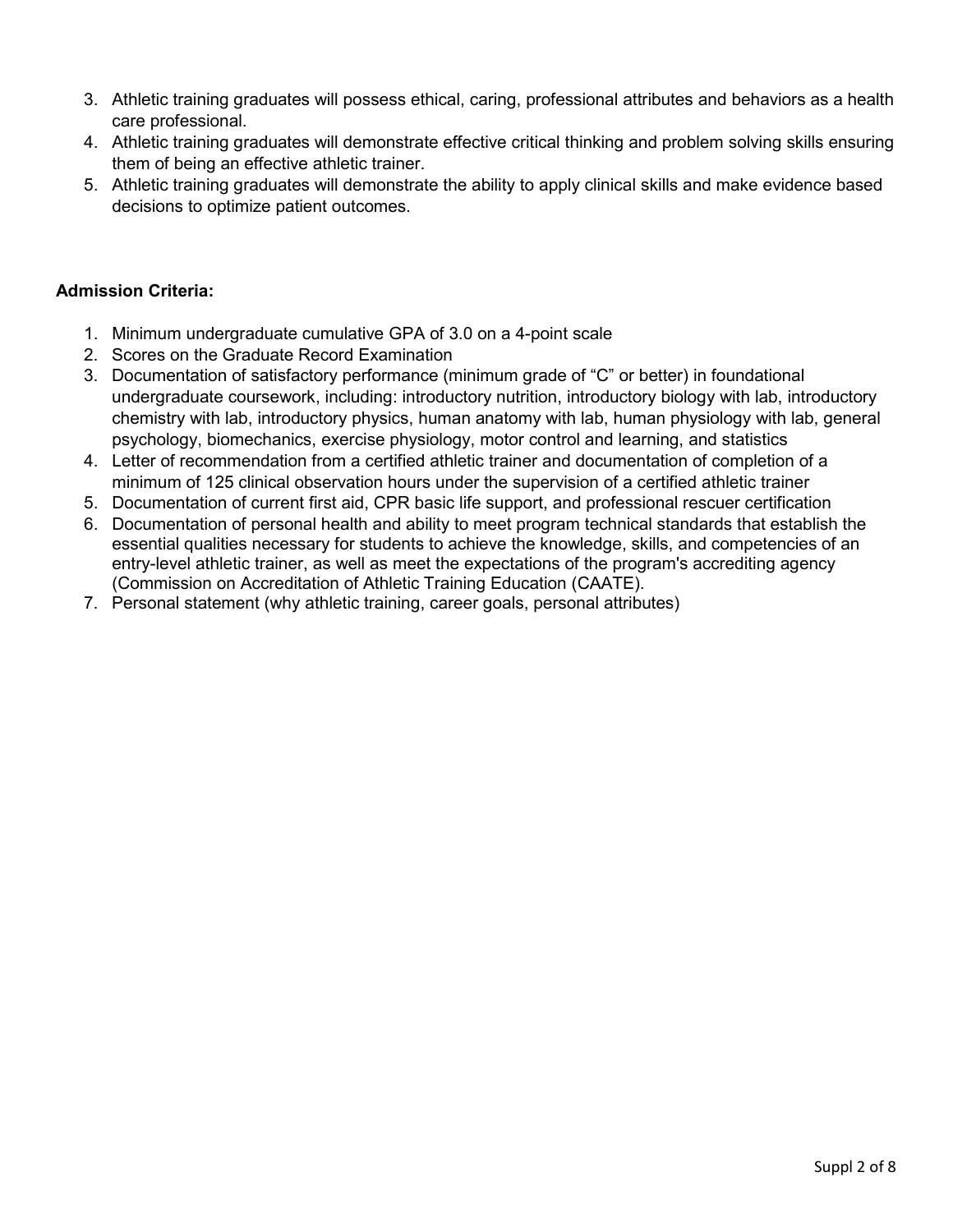3. Athletic training graduates will possess ethical, caring, professional attributes and behaviors as a health care professional.
4. Athletic training graduates will demonstrate effective critical thinking and problem solving skills ensuring them of being an effective athletic trainer.
5. Athletic training graduates will demonstrate the ability to apply clinical skills and make evidence based decisions to optimize patient outcomes.

**Admission Criteria:**

1. Minimum undergraduate cumulative GPA of 3.0 on a 4-point scale
2. Scores on the Graduate Record Examination
3. Documentation of satisfactory performance (minimum grade of "C" or better) in foundational undergraduate coursework, including: introductory nutrition, introductory biology with lab, introductory chemistry with lab, introductory physics, human anatomy with lab, human physiology with lab, general psychology, biomechanics, exercise physiology, motor control and learning, and statistics
4. Letter of recommendation from a certified athletic trainer and documentation of completion of a minimum of 125 clinical observation hours under the supervision of a certified athletic trainer
5. Documentation of current first aid, CPR basic life support, and professional rescuer certification
6. Documentation of personal health and ability to meet program technical standards that establish the essential qualities necessary for students to achieve the knowledge, skills, and competencies of an entry-level athletic trainer, as well as meet the expectations of the program's accrediting agency (Commission on Accreditation of Athletic Training Education (CAATE).
7. Personal statement (why athletic training, career goals, personal attributes)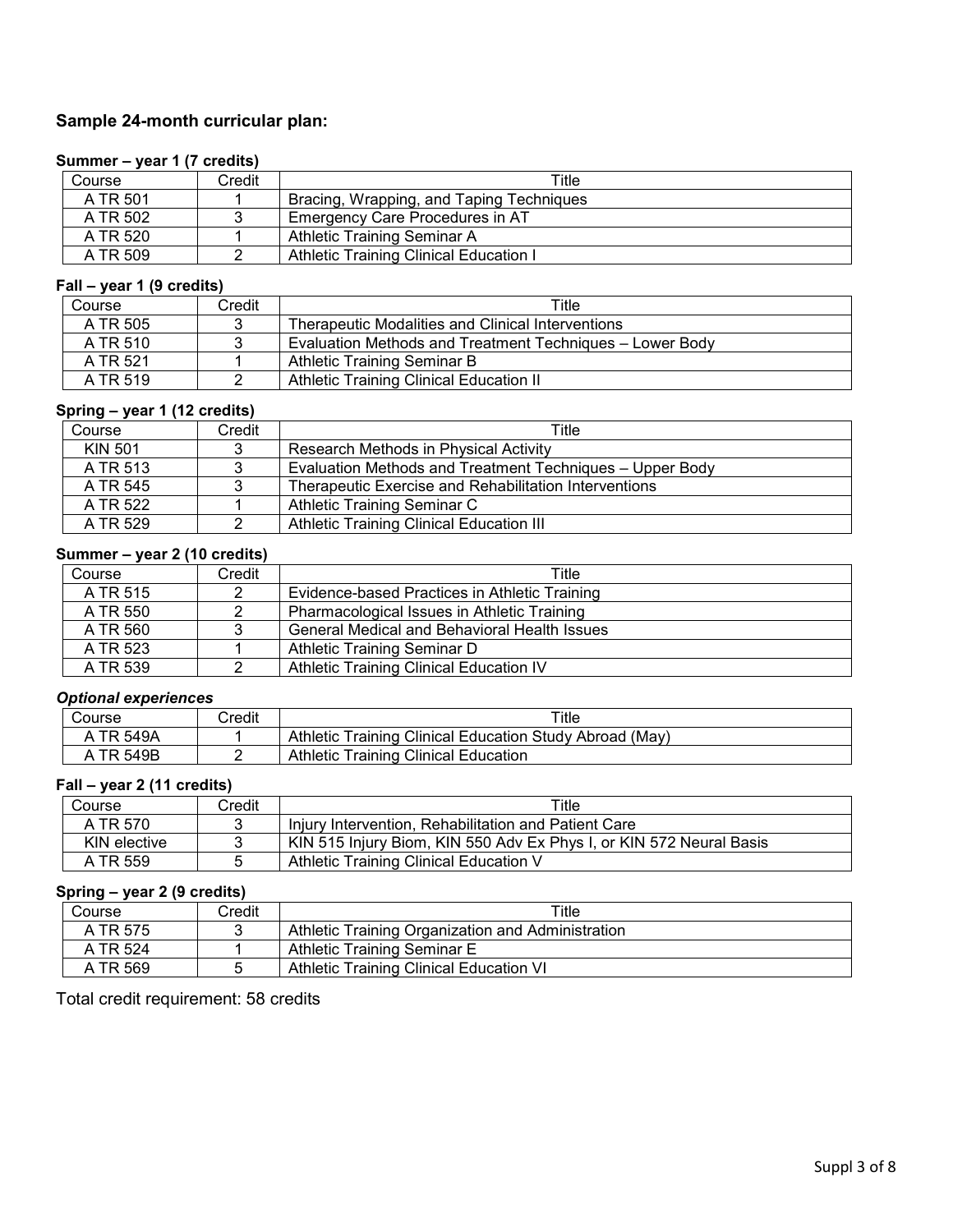### Sample 24-month curricular plan:

#### Summer – year 1 (7 credits)

| Course | Credit | Title |
|---|---|---|
| A TR 501 | 1 | Bracing, Wrapping, and Taping Techniques |
| A TR 502 | 3 | Emergency Care Procedures in AT |
| A TR 520 | 1 | Athletic Training Seminar A |
| A TR 509 | 2 | Athletic Training Clinical Education I |

#### Fall – year 1 (9 credits)

| Course | Credit | Title |
|---|---|---|
| A TR 505 | 3 | Therapeutic Modalities and Clinical Interventions |
| A TR 510 | 3 | Evaluation Methods and Treatment Techniques – Lower Body |
| A TR 521 | 1 | Athletic Training Seminar B |
| A TR 519 | 2 | Athletic Training Clinical Education II |

#### Spring – year 1 (12 credits)

| Course | Credit | Title |
|---|---|---|
| KIN 501 | 3 | Research Methods in Physical Activity |
| A TR 513 | 3 | Evaluation Methods and Treatment Techniques – Upper Body |
| A TR 545 | 3 | Therapeutic Exercise and Rehabilitation Interventions |
| A TR 522 | 1 | Athletic Training Seminar C |
| A TR 529 | 2 | Athletic Training Clinical Education III |

#### Summer – year 2 (10 credits)

| Course | Credit | Title |
|---|---|---|
| A TR 515 | 2 | Evidence-based Practices in Athletic Training |
| A TR 550 | 2 | Pharmacological Issues in Athletic Training |
| A TR 560 | 3 | General Medical and Behavioral Health Issues |
| A TR 523 | 1 | Athletic Training Seminar D |
| A TR 539 | 2 | Athletic Training Clinical Education IV |

#### *Optional experiences*

| Course | Credit | Title |
|---|---|---|
| A TR 549A | 1 | Athletic Training Clinical Education Study Abroad (May) |
| A TR 549B | 2 | Athletic Training Clinical Education |

#### Fall – year 2 (11 credits)

| Course | Credit | Title |
|---|---|---|
| A TR 570 | 3 | Injury Intervention, Rehabilitation and Patient Care |
| KIN elective | 3 | KIN 515 Injury Biom, KIN 550 Adv Ex Phys I, or KIN 572 Neural Basis |
| A TR 559 | 5 | Athletic Training Clinical Education V |

#### Spring – year 2 (9 credits)

| Course | Credit | Title |
|---|---|---|
| A TR 575 | 3 | Athletic Training Organization and Administration |
| A TR 524 | 1 | Athletic Training Seminar E |
| A TR 569 | 5 | Athletic Training Clinical Education VI |

Total credit requirement: 58 credits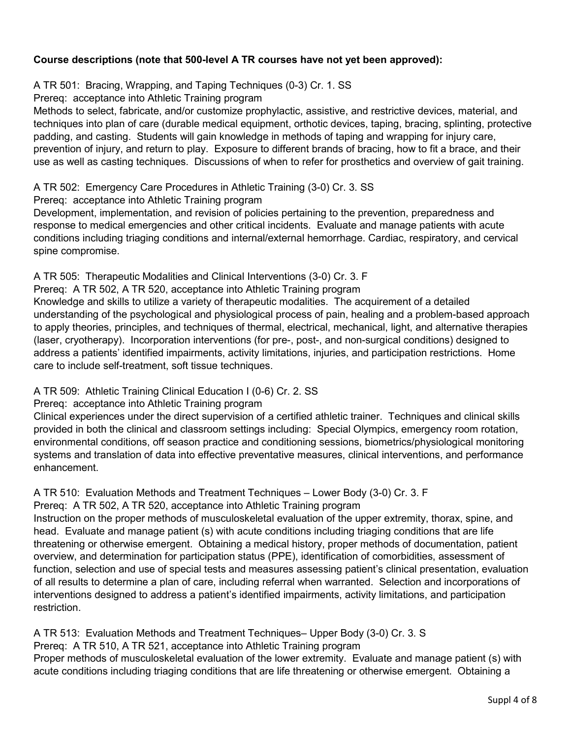**Course descriptions (note that 500-level A TR courses have not yet been approved):**

A TR 501: Bracing, Wrapping, and Taping Techniques (0-3) Cr. 1. SS
Prereq: acceptance into Athletic Training program
Methods to select, fabricate, and/or customize prophylactic, assistive, and restrictive devices, material, and techniques into plan of care (durable medical equipment, orthotic devices, taping, bracing, splinting, protective padding, and casting. Students will gain knowledge in methods of taping and wrapping for injury care, prevention of injury, and return to play. Exposure to different brands of bracing, how to fit a brace, and their use as well as casting techniques. Discussions of when to refer for prosthetics and overview of gait training.

A TR 502: Emergency Care Procedures in Athletic Training (3-0) Cr. 3. SS
Prereq: acceptance into Athletic Training program
Development, implementation, and revision of policies pertaining to the prevention, preparedness and response to medical emergencies and other critical incidents. Evaluate and manage patients with acute conditions including triaging conditions and internal/external hemorrhage. Cardiac, respiratory, and cervical spine compromise.

A TR 505: Therapeutic Modalities and Clinical Interventions (3-0) Cr. 3. F
Prereq: A TR 502, A TR 520, acceptance into Athletic Training program
Knowledge and skills to utilize a variety of therapeutic modalities. The acquirement of a detailed understanding of the psychological and physiological process of pain, healing and a problem-based approach to apply theories, principles, and techniques of thermal, electrical, mechanical, light, and alternative therapies (laser, cryotherapy). Incorporation interventions (for pre-, post-, and non-surgical conditions) designed to address a patients' identified impairments, activity limitations, injuries, and participation restrictions. Home care to include self-treatment, soft tissue techniques.

A TR 509: Athletic Training Clinical Education I (0-6) Cr. 2. SS
Prereq: acceptance into Athletic Training program
Clinical experiences under the direct supervision of a certified athletic trainer. Techniques and clinical skills provided in both the clinical and classroom settings including: Special Olympics, emergency room rotation, environmental conditions, off season practice and conditioning sessions, biometrics/physiological monitoring systems and translation of data into effective preventative measures, clinical interventions, and performance enhancement.

A TR 510: Evaluation Methods and Treatment Techniques – Lower Body (3-0) Cr. 3. F
Prereq: A TR 502, A TR 520, acceptance into Athletic Training program
Instruction on the proper methods of musculoskeletal evaluation of the upper extremity, thorax, spine, and head. Evaluate and manage patient (s) with acute conditions including triaging conditions that are life threatening or otherwise emergent. Obtaining a medical history, proper methods of documentation, patient overview, and determination for participation status (PPE), identification of comorbidities, assessment of function, selection and use of special tests and measures assessing patient's clinical presentation, evaluation of all results to determine a plan of care, including referral when warranted. Selection and incorporations of interventions designed to address a patient's identified impairments, activity limitations, and participation restriction.

A TR 513: Evaluation Methods and Treatment Techniques– Upper Body (3-0) Cr. 3. S
Prereq: A TR 510, A TR 521, acceptance into Athletic Training program
Proper methods of musculoskeletal evaluation of the lower extremity. Evaluate and manage patient (s) with acute conditions including triaging conditions that are life threatening or otherwise emergent. Obtaining a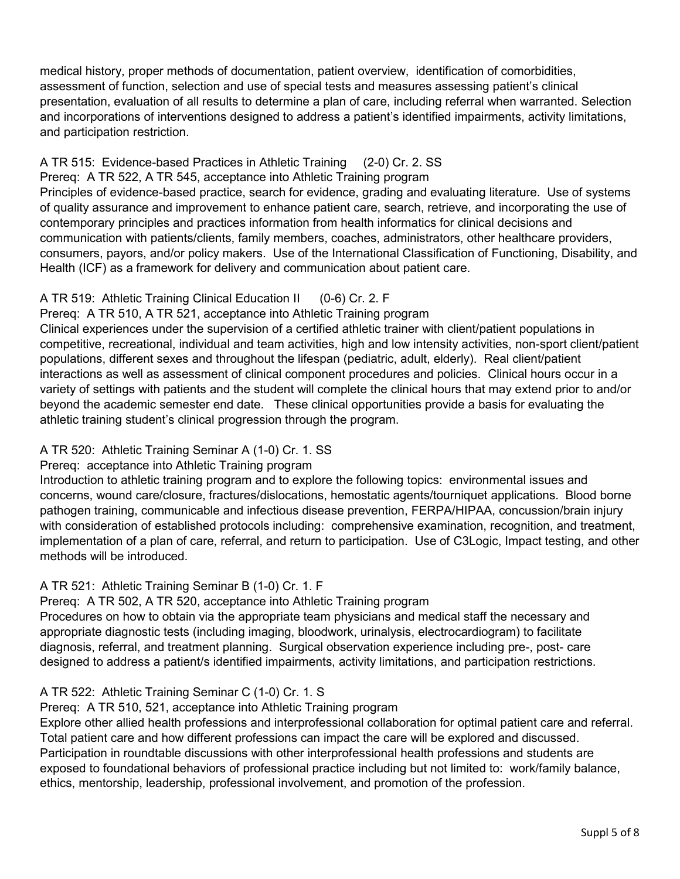medical history, proper methods of documentation, patient overview, identification of comorbidities, assessment of function, selection and use of special tests and measures assessing patient's clinical presentation, evaluation of all results to determine a plan of care, including referral when warranted. Selection and incorporations of interventions designed to address a patient's identified impairments, activity limitations, and participation restriction.

A TR 515: Evidence-based Practices in Athletic Training (2-0) Cr. 2. SS
Prereq: A TR 522, A TR 545, acceptance into Athletic Training program
Principles of evidence-based practice, search for evidence, grading and evaluating literature. Use of systems of quality assurance and improvement to enhance patient care, search, retrieve, and incorporating the use of contemporary principles and practices information from health informatics for clinical decisions and communication with patients/clients, family members, coaches, administrators, other healthcare providers, consumers, payors, and/or policy makers. Use of the International Classification of Functioning, Disability, and Health (ICF) as a framework for delivery and communication about patient care.

A TR 519: Athletic Training Clinical Education II (0-6) Cr. 2. F
Prereq: A TR 510, A TR 521, acceptance into Athletic Training program
Clinical experiences under the supervision of a certified athletic trainer with client/patient populations in competitive, recreational, individual and team activities, high and low intensity activities, non-sport client/patient populations, different sexes and throughout the lifespan (pediatric, adult, elderly). Real client/patient interactions as well as assessment of clinical component procedures and policies. Clinical hours occur in a variety of settings with patients and the student will complete the clinical hours that may extend prior to and/or beyond the academic semester end date. These clinical opportunities provide a basis for evaluating the athletic training student's clinical progression through the program.

A TR 520: Athletic Training Seminar A (1-0) Cr. 1. SS
Prereq: acceptance into Athletic Training program
Introduction to athletic training program and to explore the following topics: environmental issues and concerns, wound care/closure, fractures/dislocations, hemostatic agents/tourniquet applications. Blood borne pathogen training, communicable and infectious disease prevention, FERPA/HIPAA, concussion/brain injury with consideration of established protocols including: comprehensive examination, recognition, and treatment, implementation of a plan of care, referral, and return to participation. Use of C3Logic, Impact testing, and other methods will be introduced.

A TR 521: Athletic Training Seminar B (1-0) Cr. 1. F
Prereq: A TR 502, A TR 520, acceptance into Athletic Training program
Procedures on how to obtain via the appropriate team physicians and medical staff the necessary and appropriate diagnostic tests (including imaging, bloodwork, urinalysis, electrocardiogram) to facilitate diagnosis, referral, and treatment planning. Surgical observation experience including pre-, post- care designed to address a patient/s identified impairments, activity limitations, and participation restrictions.

A TR 522: Athletic Training Seminar C (1-0) Cr. 1. S
Prereq: A TR 510, 521, acceptance into Athletic Training program
Explore other allied health professions and interprofessional collaboration for optimal patient care and referral. Total patient care and how different professions can impact the care will be explored and discussed. Participation in roundtable discussions with other interprofessional health professions and students are exposed to foundational behaviors of professional practice including but not limited to: work/family balance, ethics, mentorship, leadership, professional involvement, and promotion of the profession.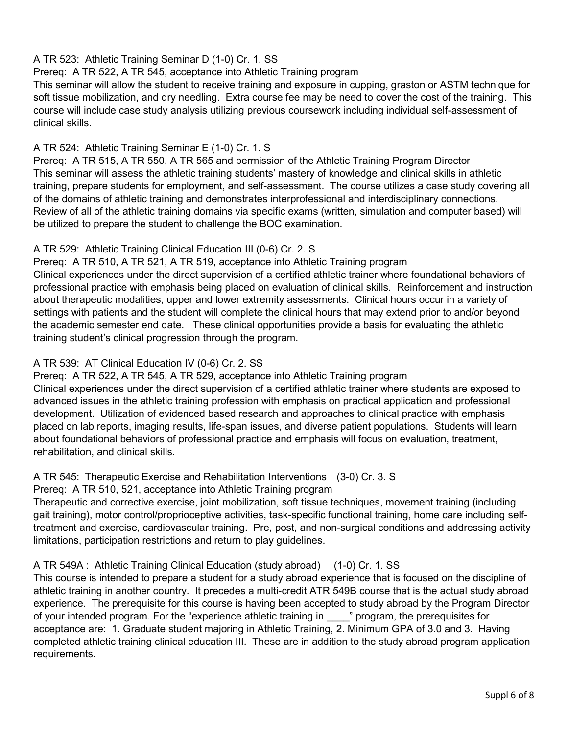A TR 523:  Athletic Training Seminar D (1-0) Cr. 1. SS
Prereq:  A TR 522, A TR 545, acceptance into Athletic Training program
This seminar will allow the student to receive training and exposure in cupping, graston or ASTM technique for soft tissue mobilization, and dry needling.  Extra course fee may be need to cover the cost of the training.  This course will include case study analysis utilizing previous coursework including individual self-assessment of clinical skills.

A TR 524:  Athletic Training Seminar E (1-0) Cr. 1. S
Prereq:  A TR 515, A TR 550, A TR 565 and permission of the Athletic Training Program Director
This seminar will assess the athletic training students' mastery of knowledge and clinical skills in athletic training, prepare students for employment, and self-assessment.  The course utilizes a case study covering all of the domains of athletic training and demonstrates interprofessional and interdisciplinary connections.  Review of all of the athletic training domains via specific exams (written, simulation and computer based) will be utilized to prepare the student to challenge the BOC examination.

A TR 529:  Athletic Training Clinical Education III (0-6) Cr. 2. S
Prereq:  A TR 510, A TR 521, A TR 519, acceptance into Athletic Training program
Clinical experiences under the direct supervision of a certified athletic trainer where foundational behaviors of professional practice with emphasis being placed on evaluation of clinical skills.  Reinforcement and instruction about therapeutic modalities, upper and lower extremity assessments.  Clinical hours occur in a variety of settings with patients and the student will complete the clinical hours that may extend prior to and/or beyond the academic semester end date.   These clinical opportunities provide a basis for evaluating the athletic training student's clinical progression through the program.

A TR 539:  AT Clinical Education IV (0-6) Cr. 2. SS
Prereq:  A TR 522, A TR 545, A TR 529, acceptance into Athletic Training program
Clinical experiences under the direct supervision of a certified athletic trainer where students are exposed to advanced issues in the athletic training profession with emphasis on practical application and professional development.  Utilization of evidenced based research and approaches to clinical practice with emphasis placed on lab reports, imaging results, life-span issues, and diverse patient populations.  Students will learn about foundational behaviors of professional practice and emphasis will focus on evaluation, treatment, rehabilitation, and clinical skills.

A TR 545:  Therapeutic Exercise and Rehabilitation Interventions    (3-0) Cr. 3. S
Prereq:  A TR 510, 521, acceptance into Athletic Training program
Therapeutic and corrective exercise, joint mobilization, soft tissue techniques, movement training (including gait training), motor control/proprioceptive activities, task-specific functional training, home care including self-treatment and exercise, cardiovascular training.  Pre, post, and non-surgical conditions and addressing activity limitations, participation restrictions and return to play guidelines.

A TR 549A :  Athletic Training Clinical Education (study abroad)     (1-0) Cr. 1. SS
This course is intended to prepare a student for a study abroad experience that is focused on the discipline of athletic training in another country.  It precedes a multi-credit ATR 549B course that is the actual study abroad experience.  The prerequisite for this course is having been accepted to study abroad by the Program Director of your intended program. For the "experience athletic training in ____" program, the prerequisites for acceptance are:  1. Graduate student majoring in Athletic Training, 2. Minimum GPA of 3.0 and 3.  Having completed athletic training clinical education III.  These are in addition to the study abroad program application requirements.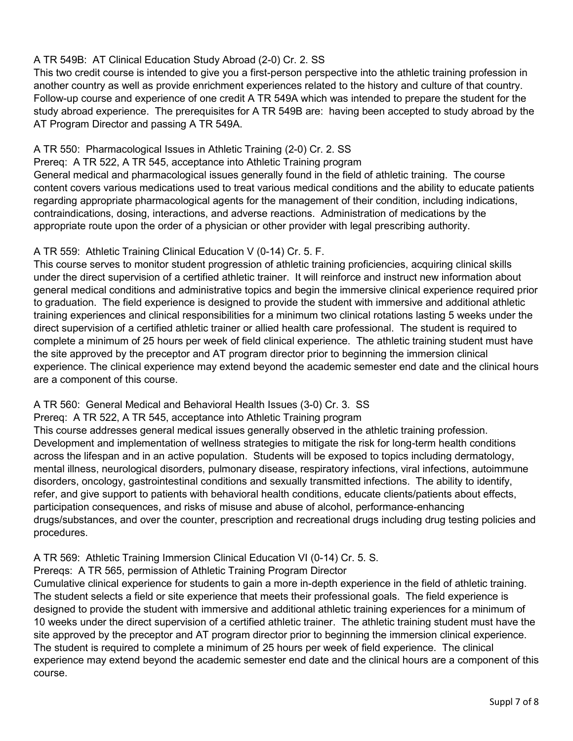A TR 549B: AT Clinical Education Study Abroad (2-0) Cr. 2. SS

This two credit course is intended to give you a first-person perspective into the athletic training profession in another country as well as provide enrichment experiences related to the history and culture of that country. Follow-up course and experience of one credit A TR 549A which was intended to prepare the student for the study abroad experience. The prerequisites for A TR 549B are: having been accepted to study abroad by the AT Program Director and passing A TR 549A.

A TR 550: Pharmacological Issues in Athletic Training (2-0) Cr. 2. SS

Prereq: A TR 522, A TR 545, acceptance into Athletic Training program

General medical and pharmacological issues generally found in the field of athletic training. The course content covers various medications used to treat various medical conditions and the ability to educate patients regarding appropriate pharmacological agents for the management of their condition, including indications, contraindications, dosing, interactions, and adverse reactions. Administration of medications by the appropriate route upon the order of a physician or other provider with legal prescribing authority.

A TR 559: Athletic Training Clinical Education V (0-14) Cr. 5. F.

This course serves to monitor student progression of athletic training proficiencies, acquiring clinical skills under the direct supervision of a certified athletic trainer. It will reinforce and instruct new information about general medical conditions and administrative topics and begin the immersive clinical experience required prior to graduation. The field experience is designed to provide the student with immersive and additional athletic training experiences and clinical responsibilities for a minimum two clinical rotations lasting 5 weeks under the direct supervision of a certified athletic trainer or allied health care professional. The student is required to complete a minimum of 25 hours per week of field clinical experience. The athletic training student must have the site approved by the preceptor and AT program director prior to beginning the immersion clinical experience. The clinical experience may extend beyond the academic semester end date and the clinical hours are a component of this course.

A TR 560: General Medical and Behavioral Health Issues (3-0) Cr. 3. SS

Prereq: A TR 522, A TR 545, acceptance into Athletic Training program

This course addresses general medical issues generally observed in the athletic training profession. Development and implementation of wellness strategies to mitigate the risk for long-term health conditions across the lifespan and in an active population. Students will be exposed to topics including dermatology, mental illness, neurological disorders, pulmonary disease, respiratory infections, viral infections, autoimmune disorders, oncology, gastrointestinal conditions and sexually transmitted infections. The ability to identify, refer, and give support to patients with behavioral health conditions, educate clients/patients about effects, participation consequences, and risks of misuse and abuse of alcohol, performance-enhancing drugs/substances, and over the counter, prescription and recreational drugs including drug testing policies and procedures.

A TR 569: Athletic Training Immersion Clinical Education VI (0-14) Cr. 5. S.

Prereqs: A TR 565, permission of Athletic Training Program Director

Cumulative clinical experience for students to gain a more in-depth experience in the field of athletic training. The student selects a field or site experience that meets their professional goals. The field experience is designed to provide the student with immersive and additional athletic training experiences for a minimum of 10 weeks under the direct supervision of a certified athletic trainer. The athletic training student must have the site approved by the preceptor and AT program director prior to beginning the immersion clinical experience. The student is required to complete a minimum of 25 hours per week of field experience. The clinical experience may extend beyond the academic semester end date and the clinical hours are a component of this course.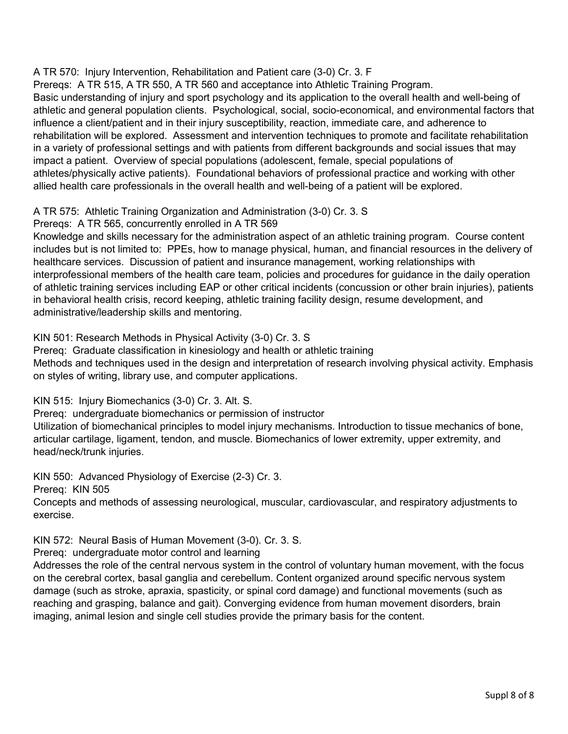A TR 570: Injury Intervention, Rehabilitation and Patient care (3-0) Cr. 3. F

Prereqs: A TR 515, A TR 550, A TR 560 and acceptance into Athletic Training Program.

Basic understanding of injury and sport psychology and its application to the overall health and well-being of athletic and general population clients. Psychological, social, socio-economical, and environmental factors that influence a client/patient and in their injury susceptibility, reaction, immediate care, and adherence to rehabilitation will be explored. Assessment and intervention techniques to promote and facilitate rehabilitation in a variety of professional settings and with patients from different backgrounds and social issues that may impact a patient. Overview of special populations (adolescent, female, special populations of athletes/physically active patients). Foundational behaviors of professional practice and working with other allied health care professionals in the overall health and well-being of a patient will be explored.

A TR 575: Athletic Training Organization and Administration (3-0) Cr. 3. S

Prereqs: A TR 565, concurrently enrolled in A TR 569

Knowledge and skills necessary for the administration aspect of an athletic training program. Course content includes but is not limited to: PPEs, how to manage physical, human, and financial resources in the delivery of healthcare services. Discussion of patient and insurance management, working relationships with interprofessional members of the health care team, policies and procedures for guidance in the daily operation of athletic training services including EAP or other critical incidents (concussion or other brain injuries), patients in behavioral health crisis, record keeping, athletic training facility design, resume development, and administrative/leadership skills and mentoring.

KIN 501: Research Methods in Physical Activity (3-0) Cr. 3. S

Prereq: Graduate classification in kinesiology and health or athletic training

Methods and techniques used in the design and interpretation of research involving physical activity. Emphasis on styles of writing, library use, and computer applications.

KIN 515: Injury Biomechanics (3-0) Cr. 3. Alt. S.

Prereq: undergraduate biomechanics or permission of instructor

Utilization of biomechanical principles to model injury mechanisms. Introduction to tissue mechanics of bone, articular cartilage, ligament, tendon, and muscle. Biomechanics of lower extremity, upper extremity, and head/neck/trunk injuries.

KIN 550: Advanced Physiology of Exercise (2-3) Cr. 3.

Prereq: KIN 505

Concepts and methods of assessing neurological, muscular, cardiovascular, and respiratory adjustments to exercise.

KIN 572: Neural Basis of Human Movement (3-0). Cr. 3. S.

Prereq: undergraduate motor control and learning

Addresses the role of the central nervous system in the control of voluntary human movement, with the focus on the cerebral cortex, basal ganglia and cerebellum. Content organized around specific nervous system damage (such as stroke, apraxia, spasticity, or spinal cord damage) and functional movements (such as reaching and grasping, balance and gait). Converging evidence from human movement disorders, brain imaging, animal lesion and single cell studies provide the primary basis for the content.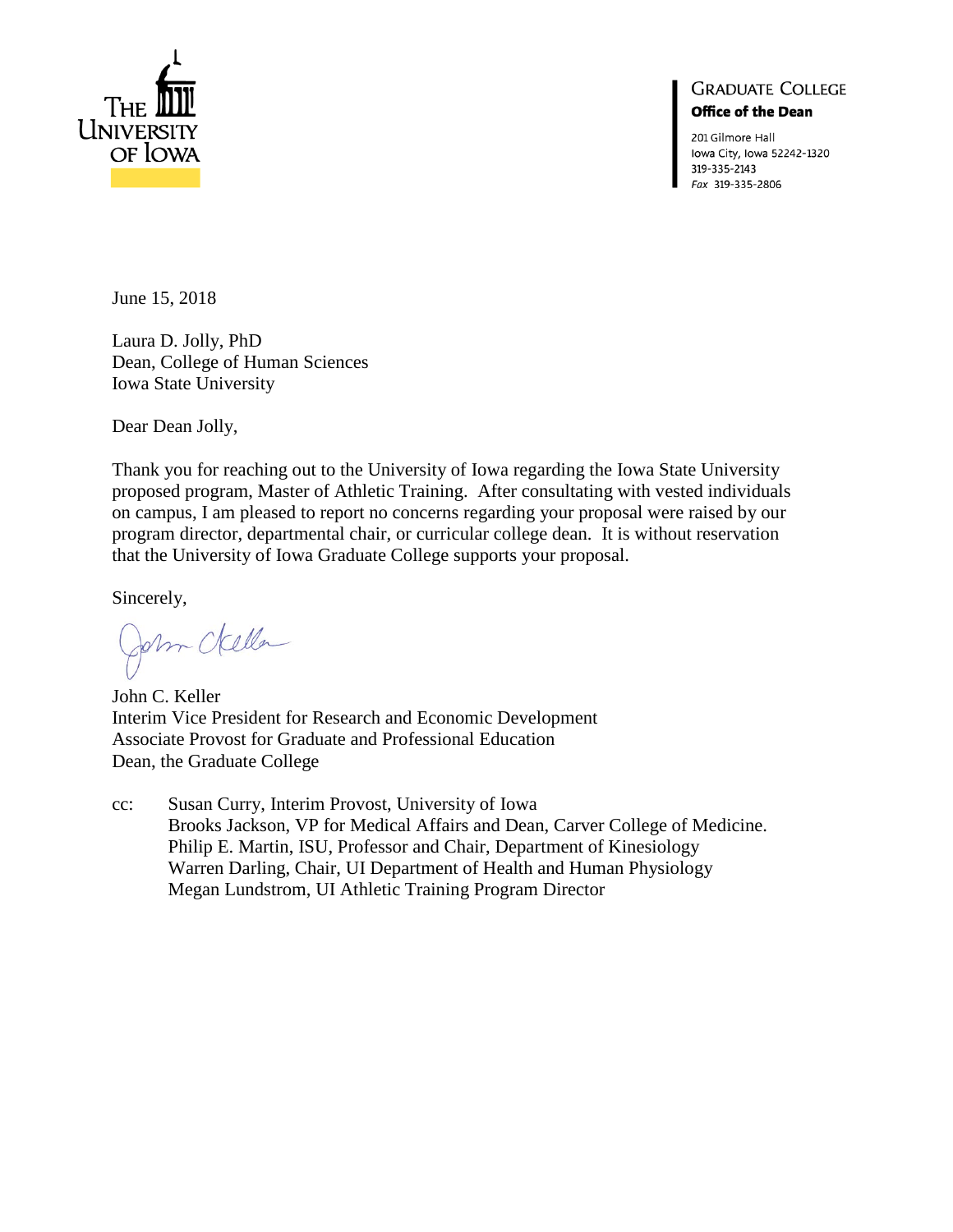THE UNIVERSITY OF IOWA

**GRADUATE COLLEGE**
**Office of the Dean**

201 Gilmore Hall
Iowa City, Iowa 52242-1320
319-335-2143
*Fax* 319-335-2806

June 15, 2018

Laura D. Jolly, PhD
Dean, College of Human Sciences
Iowa State University

Dear Dean Jolly,

Thank you for reaching out to the University of Iowa regarding the Iowa State University proposed program, Master of Athletic Training. After consultating with vested individuals on campus, I am pleased to report no concerns regarding your proposal were raised by our program director, departmental chair, or curricular college dean. It is without reservation that the University of Iowa Graduate College supports your proposal.

Sincerely,

John C. Keller
Interim Vice President for Research and Economic Development
Associate Provost for Graduate and Professional Education
Dean, the Graduate College

cc: Susan Curry, Interim Provost, University of Iowa
Brooks Jackson, VP for Medical Affairs and Dean, Carver College of Medicine.
Philip E. Martin, ISU, Professor and Chair, Department of Kinesiology
Warren Darling, Chair, UI Department of Health and Human Physiology
Megan Lundstrom, UI Athletic Training Program Director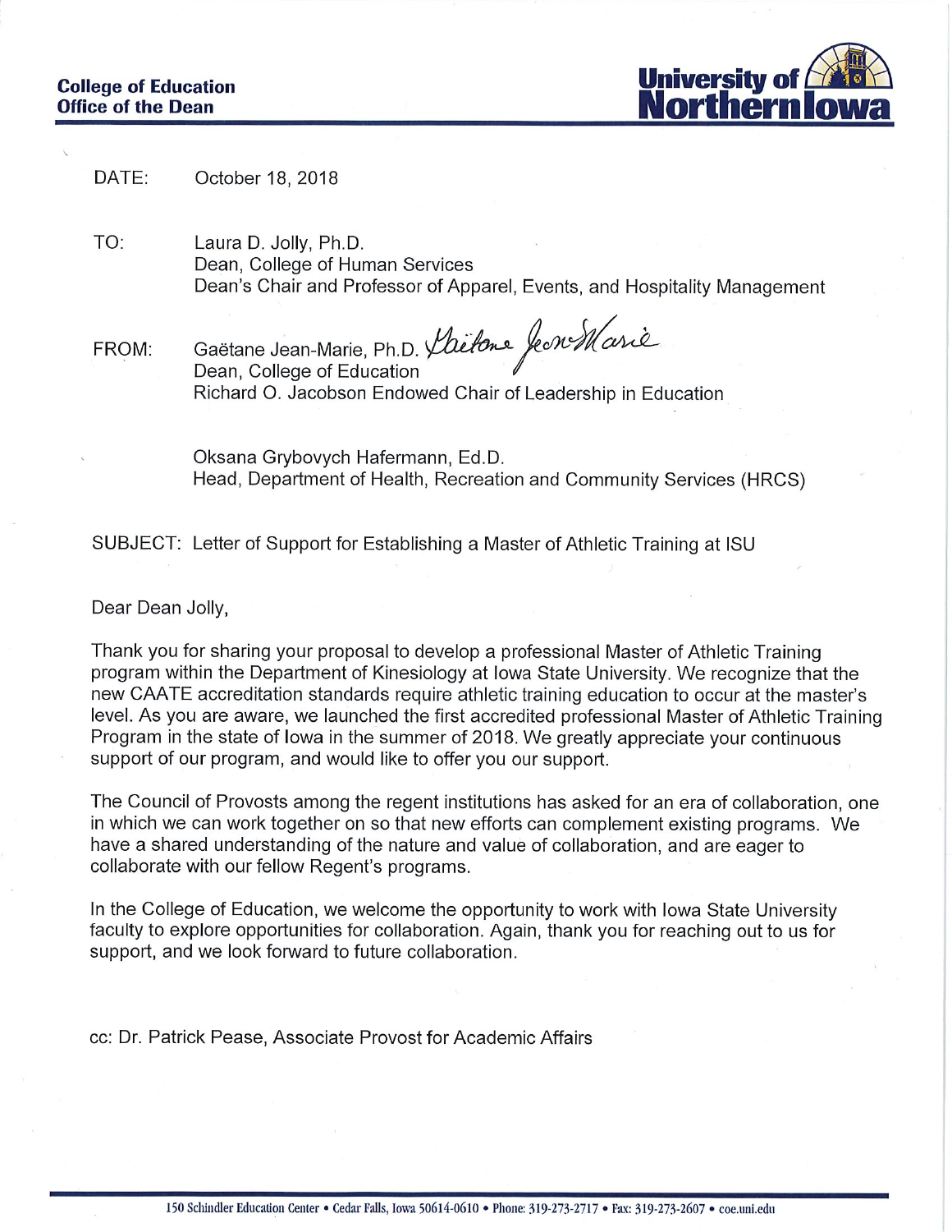**College of Education**
**Office of the Dean**

**University of Northern Iowa**

DATE: October 18, 2018

TO: Laura D. Jolly, Ph.D.
Dean, College of Human Services
Dean's Chair and Professor of Apparel, Events, and Hospitality Management

FROM: Gaëtane Jean-Marie, Ph.D. *Gaëtane Jean-Marie*
Dean, College of Education
Richard O. Jacobson Endowed Chair of Leadership in Education

Oksana Grybovych Hafermann, Ed.D.
Head, Department of Health, Recreation and Community Services (HRCS)

SUBJECT: Letter of Support for Establishing a Master of Athletic Training at ISU

Dear Dean Jolly,

Thank you for sharing your proposal to develop a professional Master of Athletic Training program within the Department of Kinesiology at Iowa State University. We recognize that the new CAATE accreditation standards require athletic training education to occur at the master's level. As you are aware, we launched the first accredited professional Master of Athletic Training Program in the state of Iowa in the summer of 2018. We greatly appreciate your continuous support of our program, and would like to offer you our support.

The Council of Provosts among the regent institutions has asked for an era of collaboration, one in which we can work together on so that new efforts can complement existing programs. We have a shared understanding of the nature and value of collaboration, and are eager to collaborate with our fellow Regent's programs.

In the College of Education, we welcome the opportunity to work with Iowa State University faculty to explore opportunities for collaboration. Again, thank you for reaching out to us for support, and we look forward to future collaboration.

cc: Dr. Patrick Pease, Associate Provost for Academic Affairs

150 Schindler Education Center • Cedar Falls, Iowa 50614-0610 • Phone: 319-273-2717 • Fax: 319-273-2607 • coe.uni.edu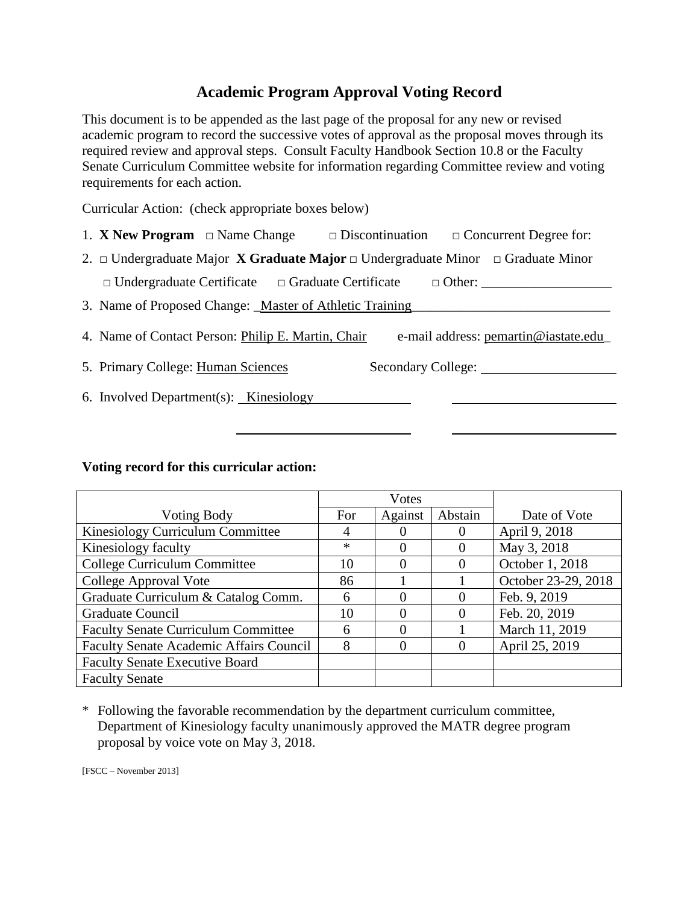# Academic Program Approval Voting Record

This document is to be appended as the last page of the proposal for any new or revised academic program to record the successive votes of approval as the proposal moves through its required review and approval steps. Consult Faculty Handbook Section 10.8 or the Faculty Senate Curriculum Committee website for information regarding Committee review and voting requirements for each action.

Curricular Action: (check appropriate boxes below)

1. **X New Program** □ Name Change □ Discontinuation □ Concurrent Degree for:
2. □ Undergraduate Major **X Graduate Major** □ Undergraduate Minor □ Graduate Minor

   □ Undergraduate Certificate □ Graduate Certificate □ Other: ___________________
3. Name of Proposed Change: _Master of Athletic Training_____________________________
4. Name of Contact Person: Philip E. Martin, Chair e-mail address: pemartin@iastate.edu_
5. Primary College: Human Sciences Secondary College: ____________________
6. Involved Department(s): Kinesiology

**Voting record for this curricular action:**

| Voting Body | Votes For | Votes Against | Votes Abstain | Date of Vote |
|---|---|---|---|---|
| Kinesiology Curriculum Committee | 4 | 0 | 0 | April 9, 2018 |
| Kinesiology faculty | * | 0 | 0 | May 3, 2018 |
| College Curriculum Committee | 10 | 0 | 0 | October 1, 2018 |
| College Approval Vote | 86 | 1 | 1 | October 23-29, 2018 |
| Graduate Curriculum & Catalog Comm. | 6 | 0 | 0 | Feb. 9, 2019 |
| Graduate Council | 10 | 0 | 0 | Feb. 20, 2019 |
| Faculty Senate Curriculum Committee | 6 | 0 | 1 | March 11, 2019 |
| Faculty Senate Academic Affairs Council | 8 | 0 | 0 | April 25, 2019 |
| Faculty Senate Executive Board | | | | |
| Faculty Senate | | | | |

\* Following the favorable recommendation by the department curriculum committee, Department of Kinesiology faculty unanimously approved the MATR degree program proposal by voice vote on May 3, 2018.

[FSCC – November 2013]